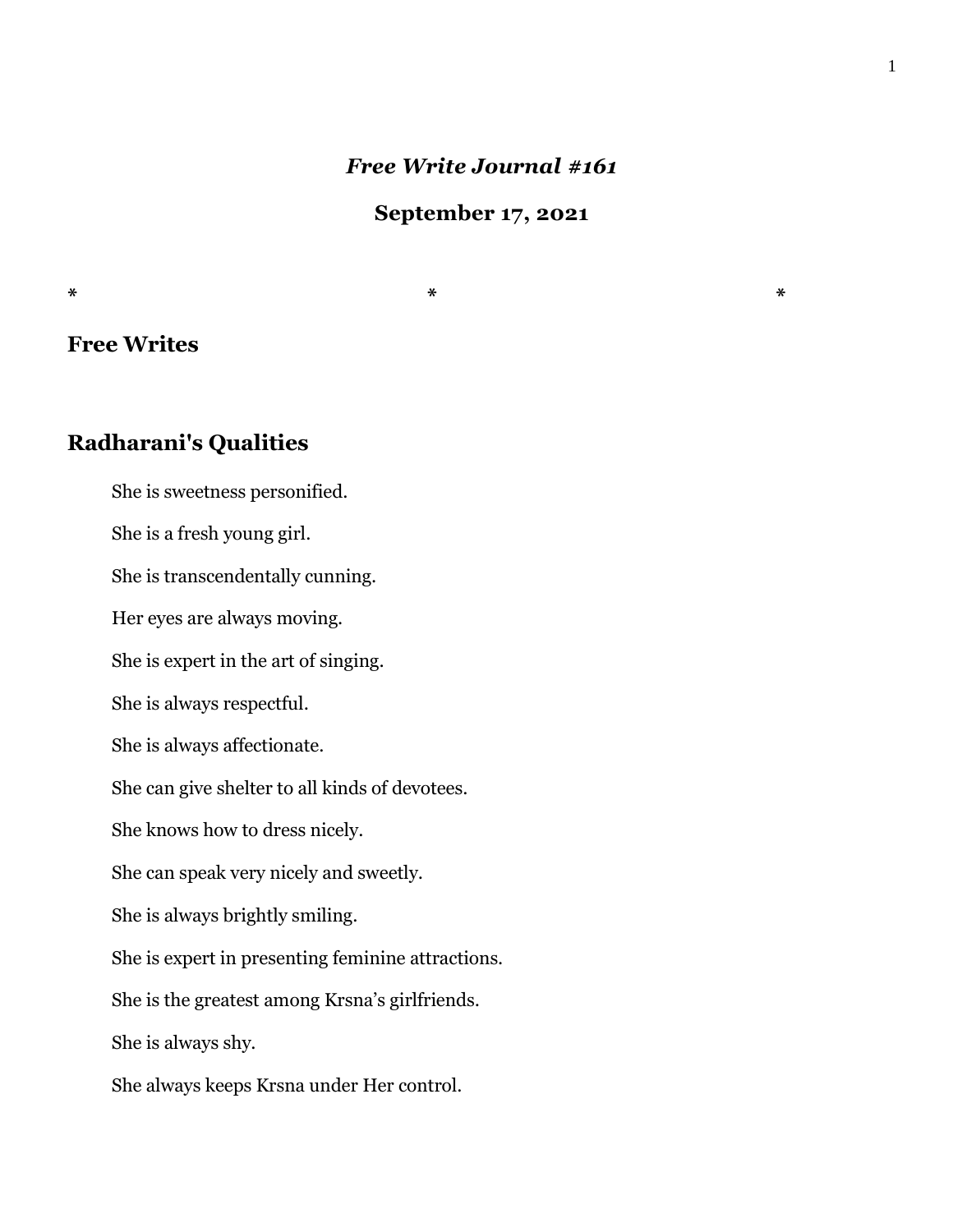# *Free Write Journal #161*

## September 17, 2021

\*                                        \*                                        \*

## Free Writes

## Radharani's Qualities

She is sweetness personified.

She is a fresh young girl.

She is transcendentally cunning.

Her eyes are always moving.

She is expert in the art of singing.

She is always respectful.

She is always affectionate.

She can give shelter to all kinds of devotees.

She knows how to dress nicely.

She can speak very nicely and sweetly.

She is always brightly smiling.

She is expert in presenting feminine attractions.

She is the greatest among Krsna's girlfriends.

She is always shy.

She always keeps Krsna under Her control.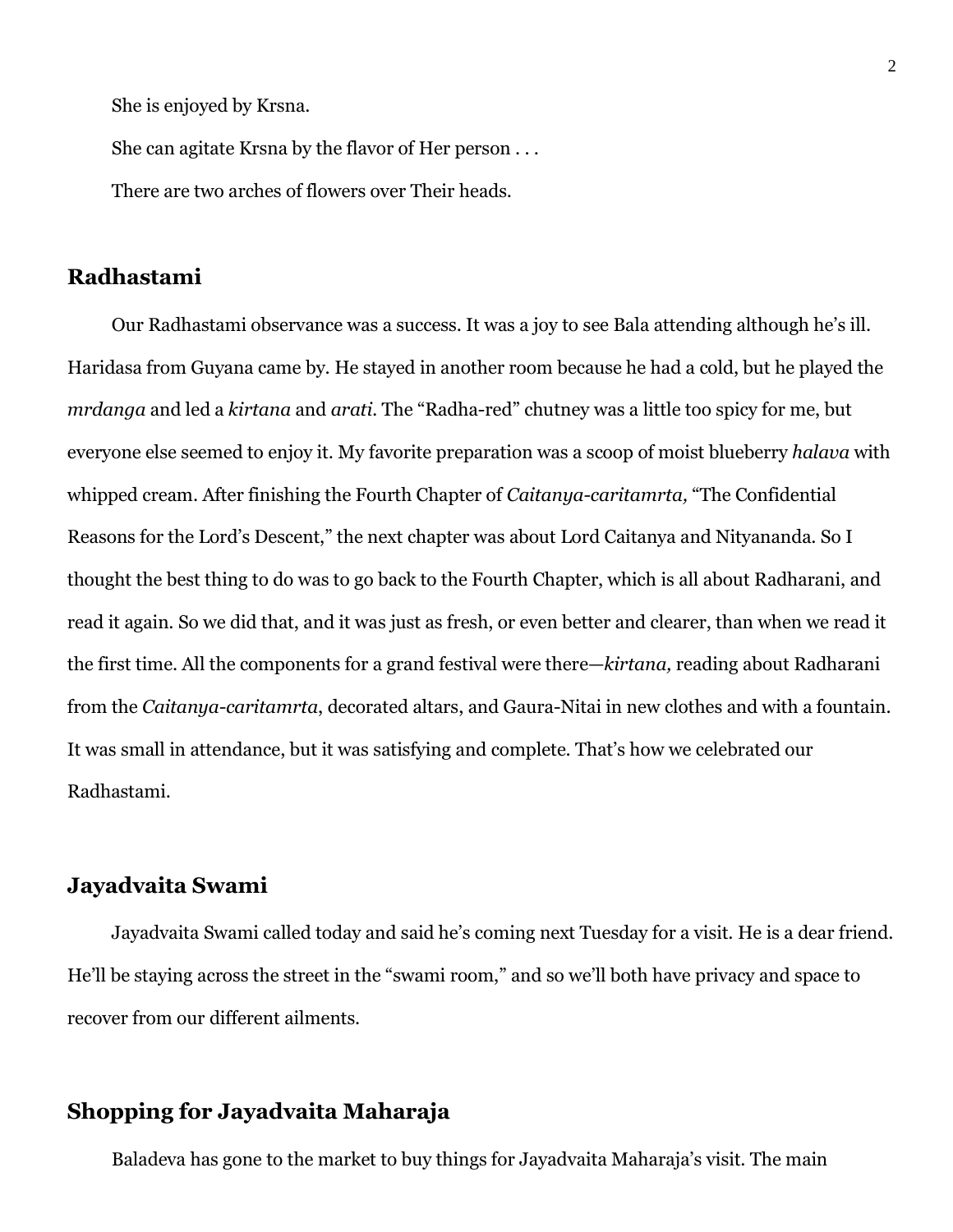She is enjoyed by Krsna.

She can agitate Krsna by the flavor of Her person . . .

There are two arches of flowers over Their heads.

## Radhastami

Our Radhastami observance was a success. It was a joy to see Bala attending although he's ill. Haridasa from Guyana came by. He stayed in another room because he had a cold, but he played the *mrdanga* and led a *kirtana* and *arati*. The "Radha-red" chutney was a little too spicy for me, but everyone else seemed to enjoy it. My favorite preparation was a scoop of moist blueberry *halava* with whipped cream. After finishing the Fourth Chapter of *Caitanya-caritamrta,* "The Confidential Reasons for the Lord's Descent," the next chapter was about Lord Caitanya and Nityananda. So I thought the best thing to do was to go back to the Fourth Chapter, which is all about Radharani, and read it again. So we did that, and it was just as fresh, or even better and clearer, than when we read it the first time. All the components for a grand festival were there—*kirtana,* reading about Radharani from the *Caitanya-caritamrta*, decorated altars, and Gaura-Nitai in new clothes and with a fountain. It was small in attendance, but it was satisfying and complete. That's how we celebrated our Radhastami.

## Jayadvaita Swami

Jayadvaita Swami called today and said he's coming next Tuesday for a visit. He is a dear friend. He'll be staying across the street in the "swami room," and so we'll both have privacy and space to recover from our different ailments.

## Shopping for Jayadvaita Maharaja

Baladeva has gone to the market to buy things for Jayadvaita Maharaja's visit. The main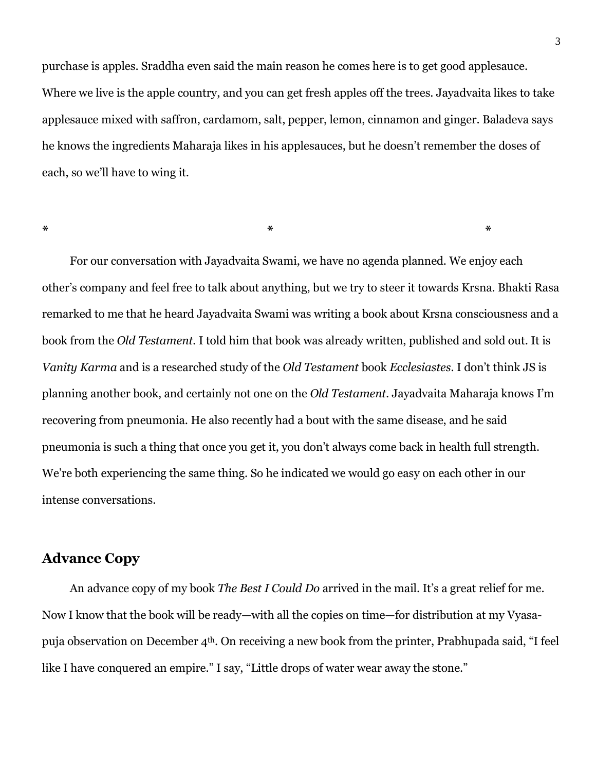purchase is apples. Sraddha even said the main reason he comes here is to get good applesauce. Where we live is the apple country, and you can get fresh apples off the trees. Jayadvaita likes to take applesauce mixed with saffron, cardamom, salt, pepper, lemon, cinnamon and ginger. Baladeva says he knows the ingredients Maharaja likes in his applesauces, but he doesn't remember the doses of each, so we'll have to wing it.

\* \* \*

For our conversation with Jayadvaita Swami, we have no agenda planned. We enjoy each other's company and feel free to talk about anything, but we try to steer it towards Krsna. Bhakti Rasa remarked to me that he heard Jayadvaita Swami was writing a book about Krsna consciousness and a book from the *Old Testament*. I told him that book was already written, published and sold out. It is *Vanity Karma* and is a researched study of the *Old Testament* book *Ecclesiastes*. I don't think JS is planning another book, and certainly not one on the *Old Testament*. Jayadvaita Maharaja knows I'm recovering from pneumonia. He also recently had a bout with the same disease, and he said pneumonia is such a thing that once you get it, you don't always come back in health full strength. We're both experiencing the same thing. So he indicated we would go easy on each other in our intense conversations.

## Advance Copy

An advance copy of my book *The Best I Could Do* arrived in the mail. It's a great relief for me. Now I know that the book will be ready—with all the copies on time—for distribution at my Vyasa-puja observation on December 4th. On receiving a new book from the printer, Prabhupada said, "I feel like I have conquered an empire." I say, "Little drops of water wear away the stone."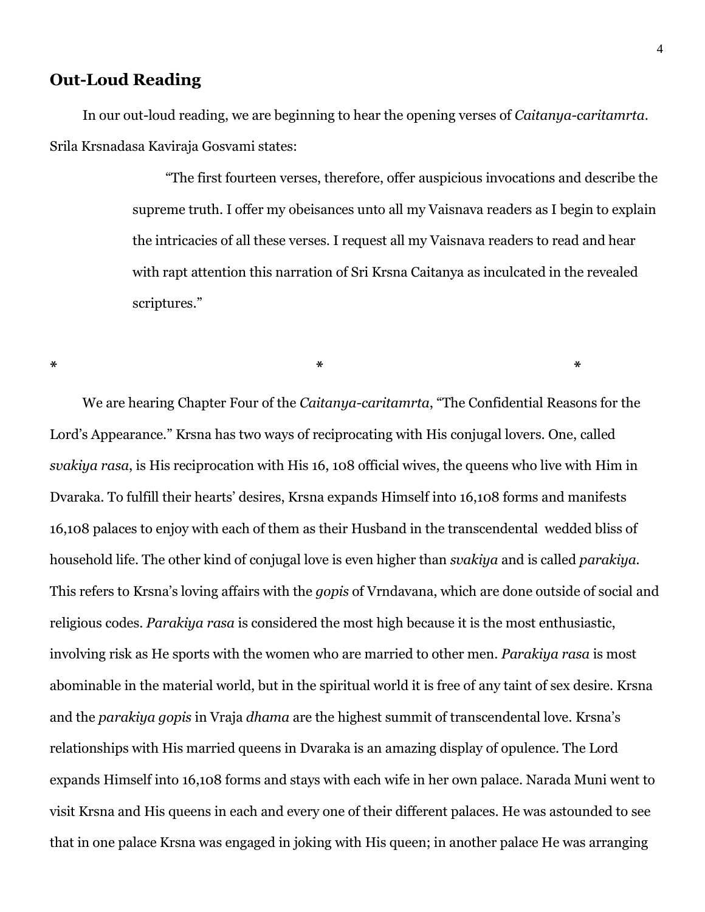## Out-Loud Reading

In our out-loud reading, we are beginning to hear the opening verses of *Caitanya-caritamrta*. Srila Krsnadasa Kaviraja Gosvami states:

> "The first fourteen verses, therefore, offer auspicious invocations and describe the supreme truth. I offer my obeisances unto all my Vaisnava readers as I begin to explain the intricacies of all these verses. I request all my Vaisnava readers to read and hear with rapt attention this narration of Sri Krsna Caitanya as inculcated in the revealed scriptures."

\*　　　　　　　　　　\*　　　　　　　　　　\*

We are hearing Chapter Four of the *Caitanya-caritamrta*, "The Confidential Reasons for the Lord's Appearance." Krsna has two ways of reciprocating with His conjugal lovers. One, called *svakiya rasa*, is His reciprocation with His 16, 108 official wives, the queens who live with Him in Dvaraka. To fulfill their hearts' desires, Krsna expands Himself into 16,108 forms and manifests 16,108 palaces to enjoy with each of them as their Husband in the transcendental wedded bliss of household life. The other kind of conjugal love is even higher than *svakiya* and is called *parakiya*. This refers to Krsna's loving affairs with the *gopis* of Vrndavana, which are done outside of social and religious codes. *Parakiya rasa* is considered the most high because it is the most enthusiastic, involving risk as He sports with the women who are married to other men. *Parakiya rasa* is most abominable in the material world, but in the spiritual world it is free of any taint of sex desire. Krsna and the *parakiya gopis* in Vraja *dhama* are the highest summit of transcendental love. Krsna's relationships with His married queens in Dvaraka is an amazing display of opulence. The Lord expands Himself into 16,108 forms and stays with each wife in her own palace. Narada Muni went to visit Krsna and His queens in each and every one of their different palaces. He was astounded to see that in one palace Krsna was engaged in joking with His queen; in another palace He was arranging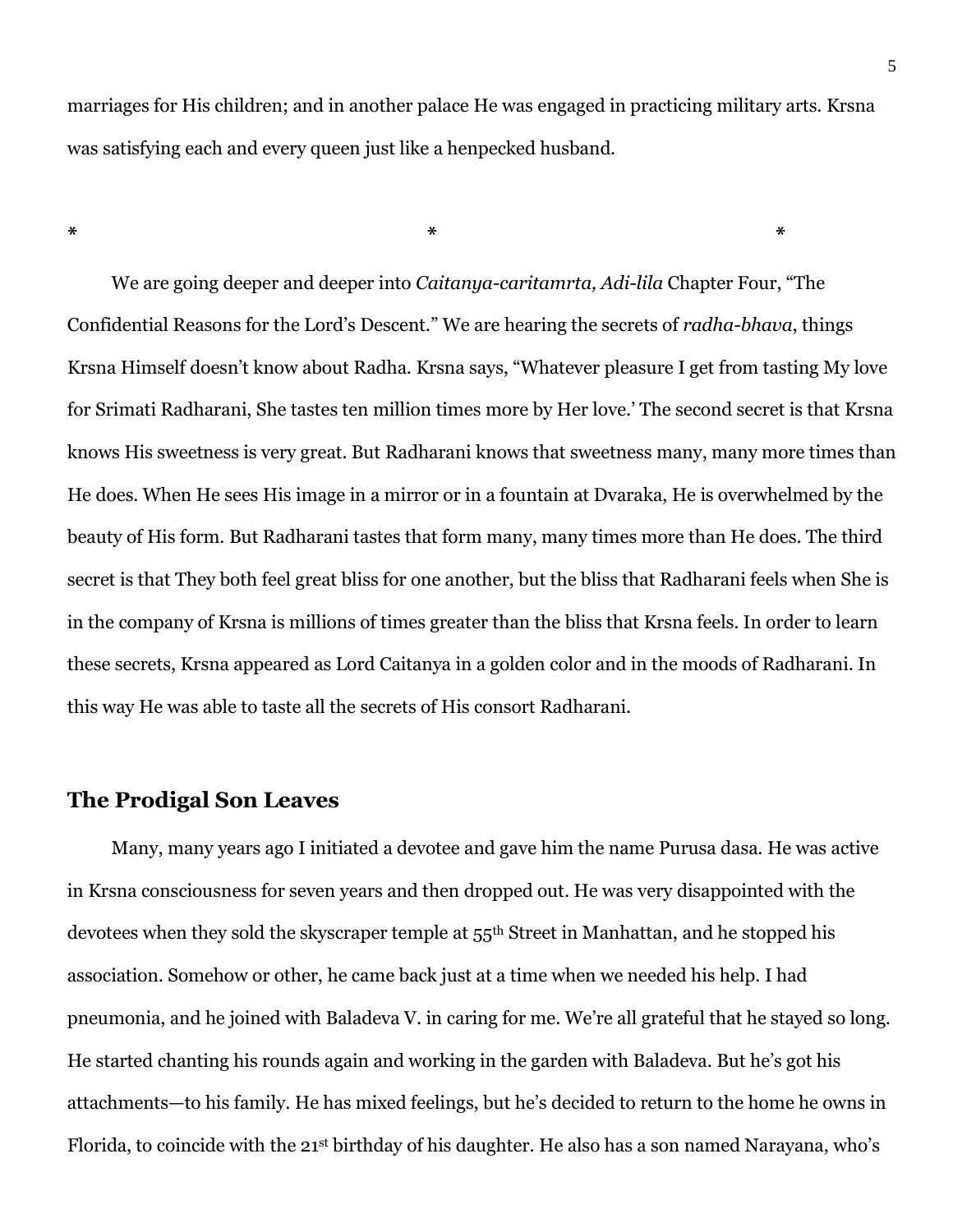marriages for His children; and in another palace He was engaged in practicing military arts. Krsna was satisfying each and every queen just like a henpecked husband.

\*                    \*                    \*

We are going deeper and deeper into *Caitanya-caritamrta, Adi-lila* Chapter Four, "The Confidential Reasons for the Lord's Descent." We are hearing the secrets of *radha-bhava*, things Krsna Himself doesn't know about Radha. Krsna says, "Whatever pleasure I get from tasting My love for Srimati Radharani, She tastes ten million times more by Her love.' The second secret is that Krsna knows His sweetness is very great. But Radharani knows that sweetness many, many more times than He does. When He sees His image in a mirror or in a fountain at Dvaraka, He is overwhelmed by the beauty of His form. But Radharani tastes that form many, many times more than He does. The third secret is that They both feel great bliss for one another, but the bliss that Radharani feels when She is in the company of Krsna is millions of times greater than the bliss that Krsna feels. In order to learn these secrets, Krsna appeared as Lord Caitanya in a golden color and in the moods of Radharani. In this way He was able to taste all the secrets of His consort Radharani.

## The Prodigal Son Leaves

Many, many years ago I initiated a devotee and gave him the name Purusa dasa. He was active in Krsna consciousness for seven years and then dropped out. He was very disappointed with the devotees when they sold the skyscraper temple at 55th Street in Manhattan, and he stopped his association. Somehow or other, he came back just at a time when we needed his help. I had pneumonia, and he joined with Baladeva V. in caring for me. We're all grateful that he stayed so long. He started chanting his rounds again and working in the garden with Baladeva. But he's got his attachments—to his family. He has mixed feelings, but he's decided to return to the home he owns in Florida, to coincide with the 21st birthday of his daughter. He also has a son named Narayana, who's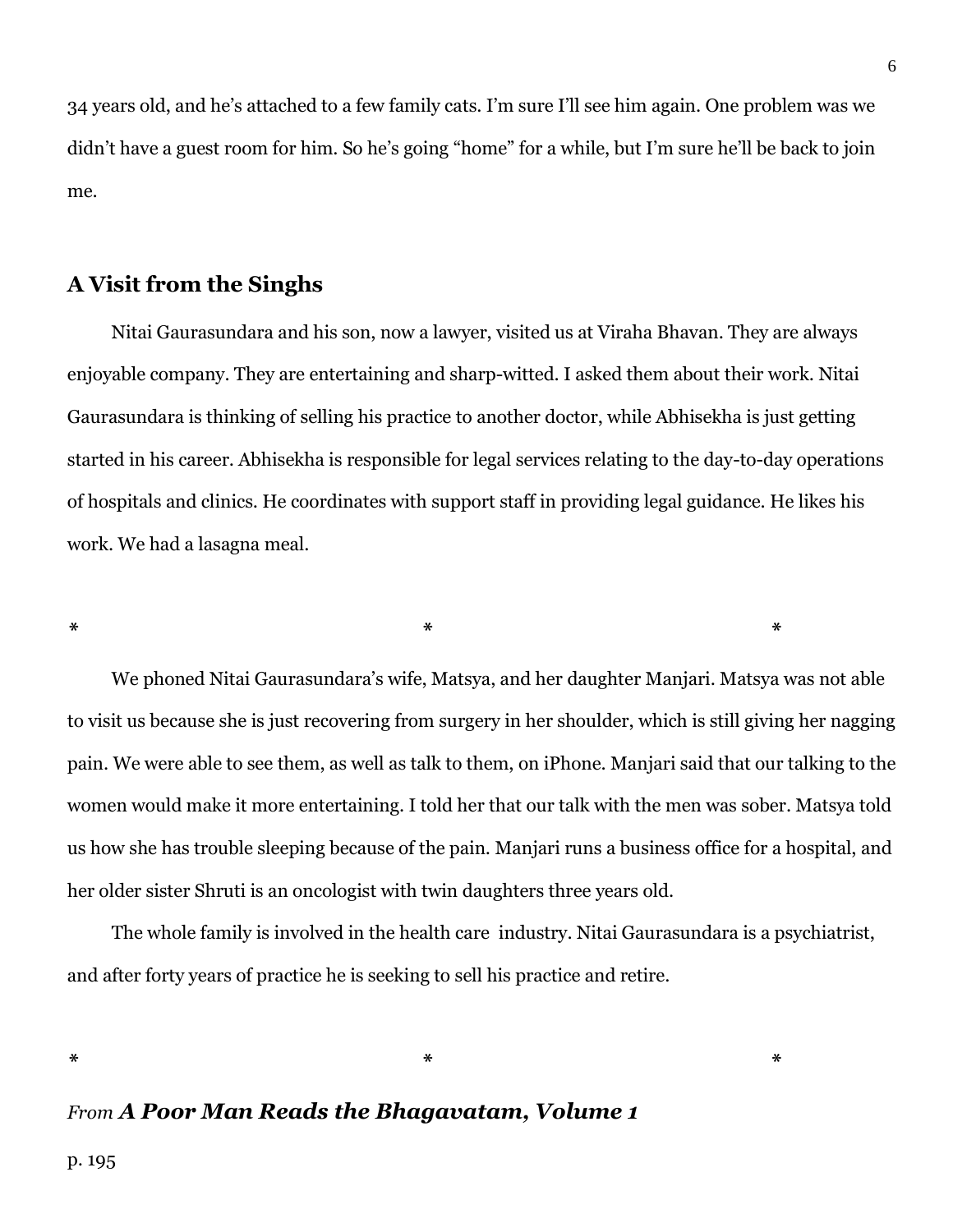34 years old, and he's attached to a few family cats. I'm sure I'll see him again. One problem was we didn't have a guest room for him. So he's going "home" for a while, but I'm sure he'll be back to join me.

## A Visit from the Singhs

Nitai Gaurasundara and his son, now a lawyer, visited us at Viraha Bhavan. They are always enjoyable company. They are entertaining and sharp-witted. I asked them about their work. Nitai Gaurasundara is thinking of selling his practice to another doctor, while Abhisekha is just getting started in his career. Abhisekha is responsible for legal services relating to the day-to-day operations of hospitals and clinics. He coordinates with support staff in providing legal guidance. He likes his work. We had a lasagna meal.

\*                    \*                    \*

We phoned Nitai Gaurasundara's wife, Matsya, and her daughter Manjari. Matsya was not able to visit us because she is just recovering from surgery in her shoulder, which is still giving her nagging pain. We were able to see them, as well as talk to them, on iPhone. Manjari said that our talking to the women would make it more entertaining. I told her that our talk with the men was sober. Matsya told us how she has trouble sleeping because of the pain. Manjari runs a business office for a hospital, and her older sister Shruti is an oncologist with twin daughters three years old.

The whole family is involved in the health care industry. Nitai Gaurasundara is a psychiatrist, and after forty years of practice he is seeking to sell his practice and retire.

\*                    \*                    \*

### *From* ***A Poor Man Reads the Bhagavatam, Volume 1***

p. 195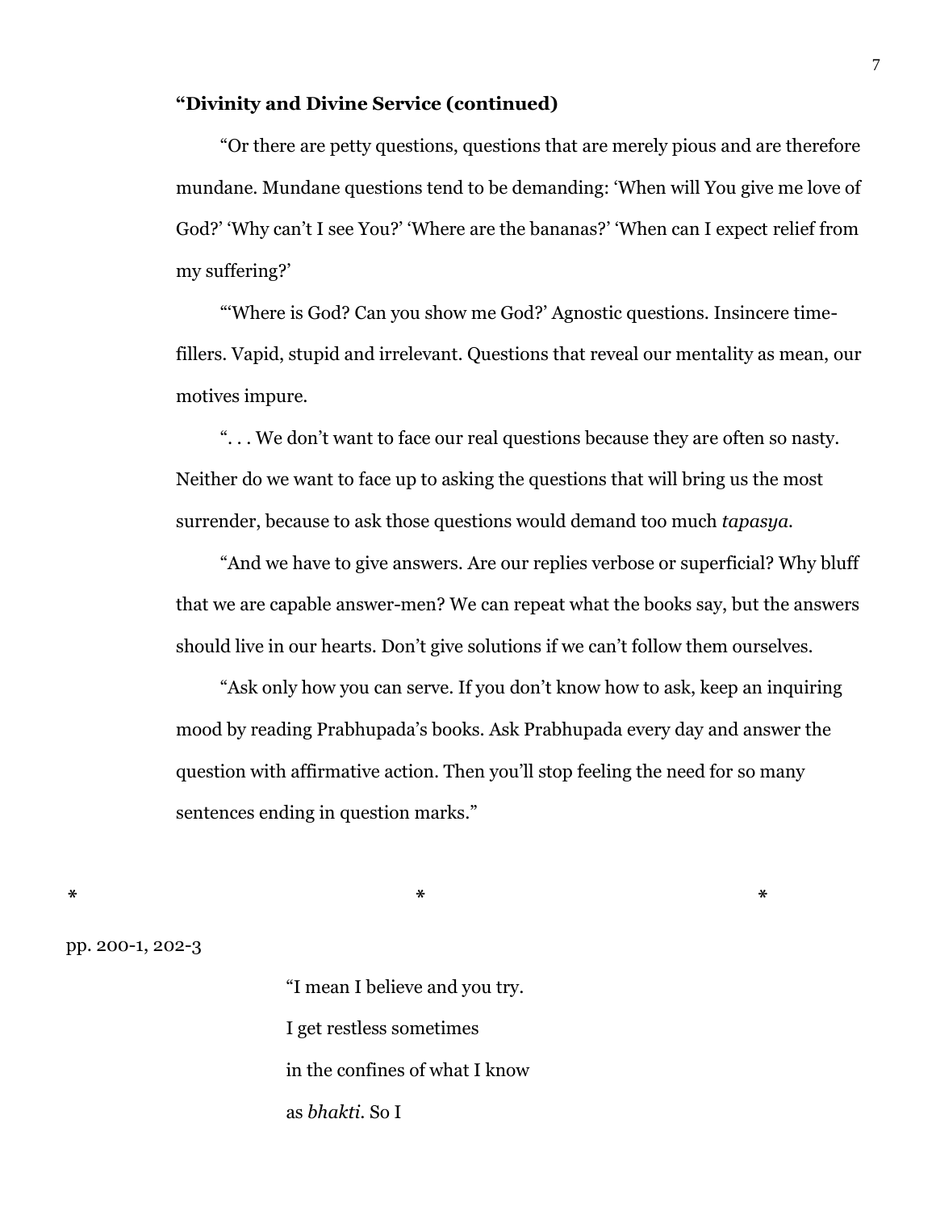**“Divinity and Divine Service (continued)**

“Or there are petty questions, questions that are merely pious and are therefore mundane. Mundane questions tend to be demanding: ‘When will You give me love of God?’ ‘Why can’t I see You?’ ‘Where are the bananas?’ ‘When can I expect relief from my suffering?’

“‘Where is God? Can you show me God?’ Agnostic questions. Insincere time-fillers. Vapid, stupid and irrelevant. Questions that reveal our mentality as mean, our motives impure.

“. . . We don’t want to face our real questions because they are often so nasty. Neither do we want to face up to asking the questions that will bring us the most surrender, because to ask those questions would demand too much *tapasya*.

“And we have to give answers. Are our replies verbose or superficial? Why bluff that we are capable answer-men? We can repeat what the books say, but the answers should live in our hearts. Don’t give solutions if we can’t follow them ourselves.

“Ask only how you can serve. If you don’t know how to ask, keep an inquiring mood by reading Prabhupada’s books. Ask Prabhupada every day and answer the question with affirmative action. Then you’ll stop feeling the need for so many sentences ending in question marks.”

\*　　　　　　　　　　\*　　　　　　　　　　\*

pp. 200-1, 202-3

“I mean I believe and you try.
I get restless sometimes
in the confines of what I know
as *bhakti*. So I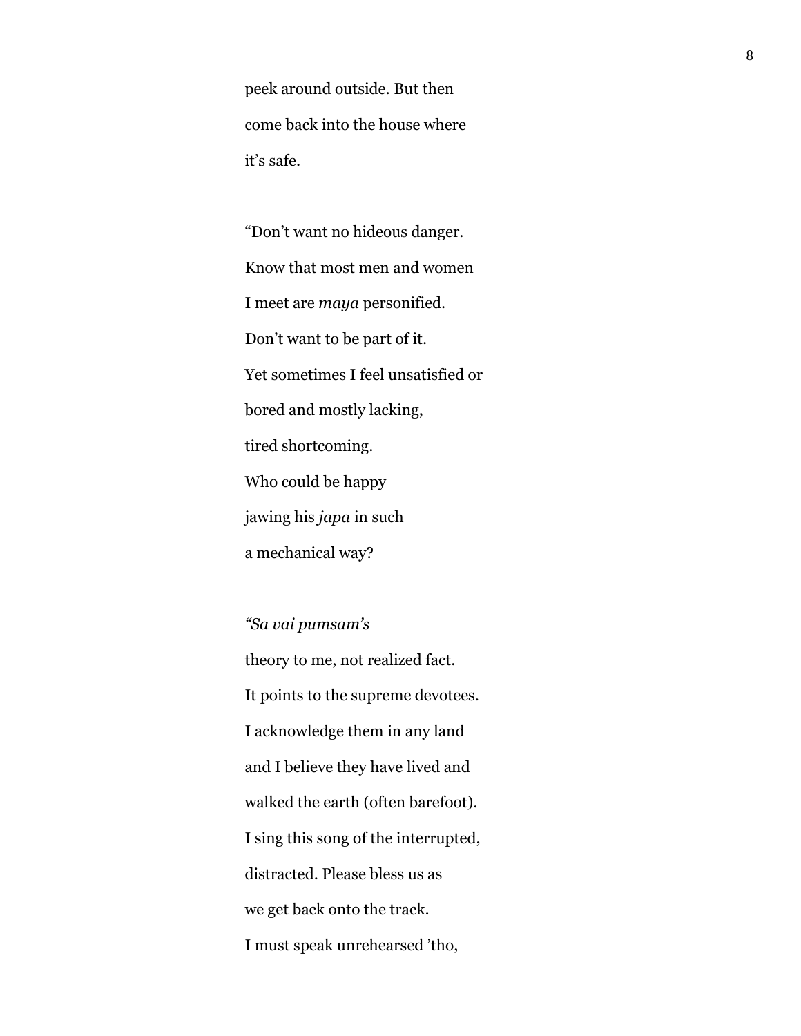peek around outside. But then  
come back into the house where  
it's safe.

"Don't want no hideous danger.  
Know that most men and women  
I meet are *maya* personified.  
Don't want to be part of it.  
Yet sometimes I feel unsatisfied or  
bored and mostly lacking,  
tired shortcoming.  
Who could be happy  
jawing his *japa* in such  
a mechanical way?

*"Sa vai pumsam's*  
theory to me, not realized fact.  
It points to the supreme devotees.  
I acknowledge them in any land  
and I believe they have lived and  
walked the earth (often barefoot).  
I sing this song of the interrupted,  
distracted. Please bless us as  
we get back onto the track.  
I must speak unrehearsed 'tho,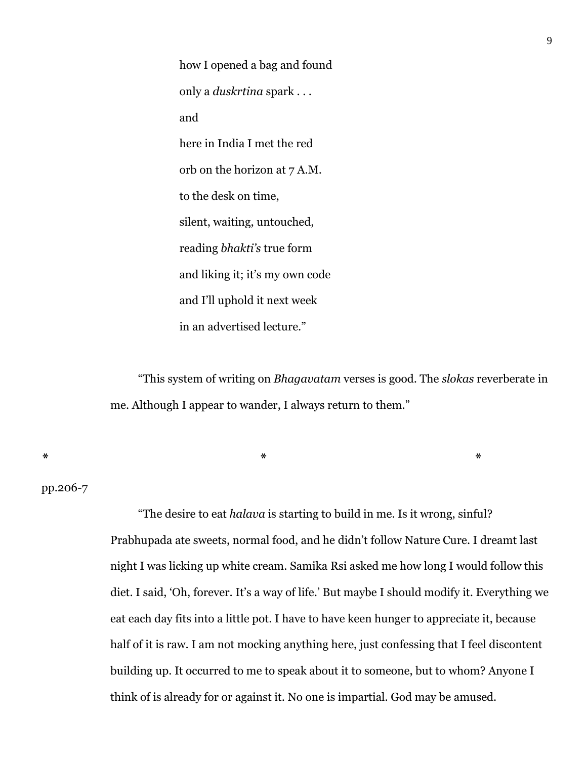how I opened a bag and found  
only a *duskrtina* spark . . .  
and  
here in India I met the red  
orb on the horizon at 7 A.M.  
to the desk on time,  
silent, waiting, untouched,  
reading *bhakti's* true form  
and liking it; it's my own code  
and I'll uphold it next week  
in an advertised lecture."

"This system of writing on *Bhagavatam* verses is good. The *slokas* reverberate in me. Although I appear to wander, I always return to them."

\*                    \*                    \*

pp.206-7

"The desire to eat *halava* is starting to build in me. Is it wrong, sinful? Prabhupada ate sweets, normal food, and he didn't follow Nature Cure. I dreamt last night I was licking up white cream. Samika Rsi asked me how long I would follow this diet. I said, 'Oh, forever. It's a way of life.' But maybe I should modify it. Everything we eat each day fits into a little pot. I have to have keen hunger to appreciate it, because half of it is raw. I am not mocking anything here, just confessing that I feel discontent building up. It occurred to me to speak about it to someone, but to whom? Anyone I think of is already for or against it. No one is impartial. God may be amused.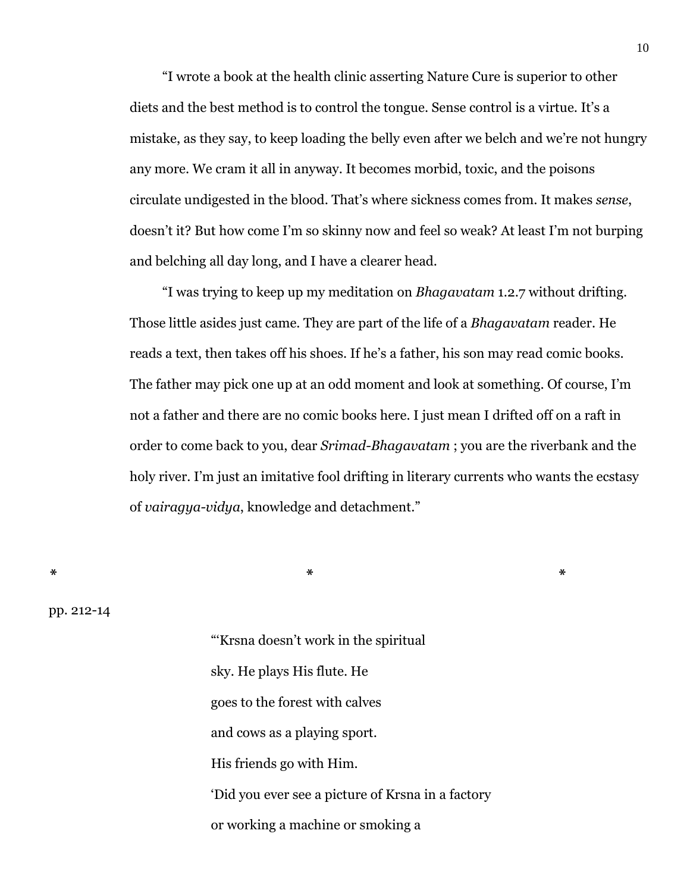"I wrote a book at the health clinic asserting Nature Cure is superior to other diets and the best method is to control the tongue. Sense control is a virtue. It's a mistake, as they say, to keep loading the belly even after we belch and we're not hungry any more. We cram it all in anyway. It becomes morbid, toxic, and the poisons circulate undigested in the blood. That's where sickness comes from. It makes *sense*, doesn't it? But how come I'm so skinny now and feel so weak? At least I'm not burping and belching all day long, and I have a clearer head.

"I was trying to keep up my meditation on *Bhagavatam* 1.2.7 without drifting. Those little asides just came. They are part of the life of a *Bhagavatam* reader. He reads a text, then takes off his shoes. If he's a father, his son may read comic books. The father may pick one up at an odd moment and look at something. Of course, I'm not a father and there are no comic books here. I just mean I drifted off on a raft in order to come back to you, dear *Srimad-Bhagavatam* ; you are the riverbank and the holy river. I'm just an imitative fool drifting in literary currents who wants the ecstasy of *vairagya-vidya*, knowledge and detachment."

\*                    \*                    \*

pp. 212-14

"'Krsna doesn't work in the spiritual  
sky. He plays His flute. He  
goes to the forest with calves  
and cows as a playing sport.  
His friends go with Him.  
'Did you ever see a picture of Krsna in a factory  
or working a machine or smoking a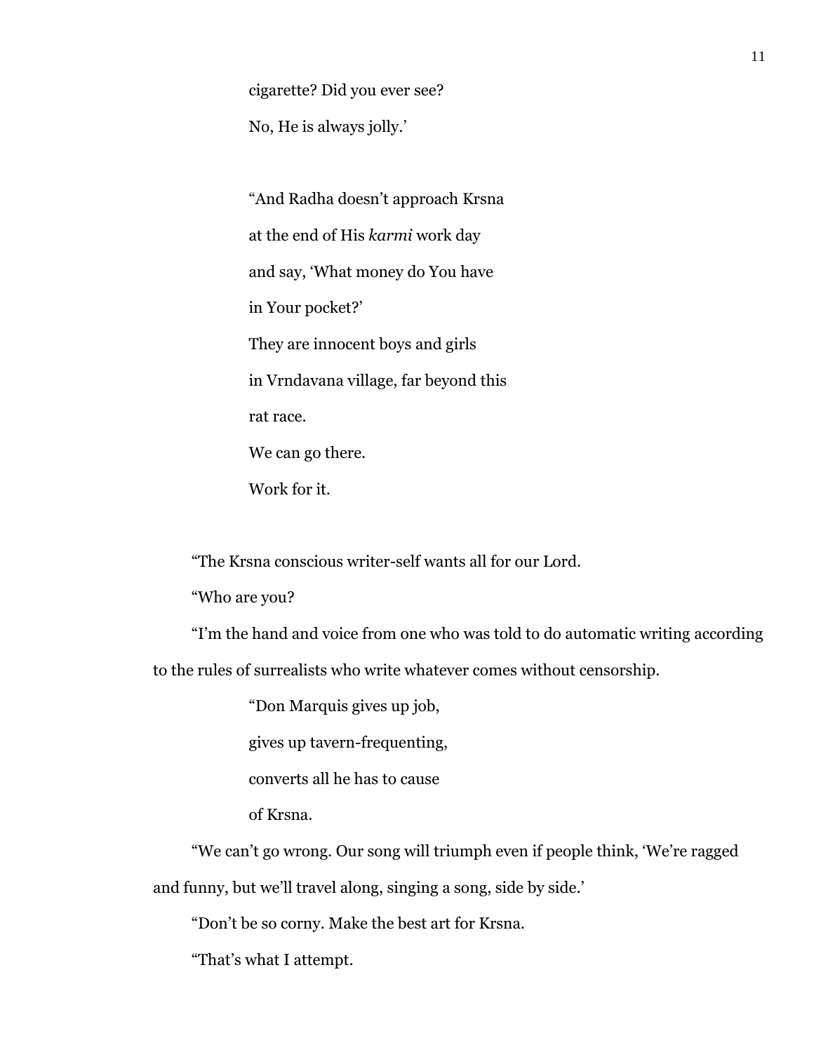cigarette? Did you ever see?

No, He is always jolly.'

"And Radha doesn't approach Krsna

at the end of His *karmi* work day

and say, 'What money do You have

in Your pocket?'

They are innocent boys and girls

in Vrndavana village, far beyond this

rat race.

We can go there.

Work for it.

"The Krsna conscious writer-self wants all for our Lord.

"Who are you?

"I'm the hand and voice from one who was told to do automatic writing according to the rules of surrealists who write whatever comes without censorship.

"Don Marquis gives up job,

gives up tavern-frequenting,

converts all he has to cause

of Krsna.

"We can't go wrong. Our song will triumph even if people think, 'We're ragged and funny, but we'll travel along, singing a song, side by side.'

"Don't be so corny. Make the best art for Krsna.

"That's what I attempt.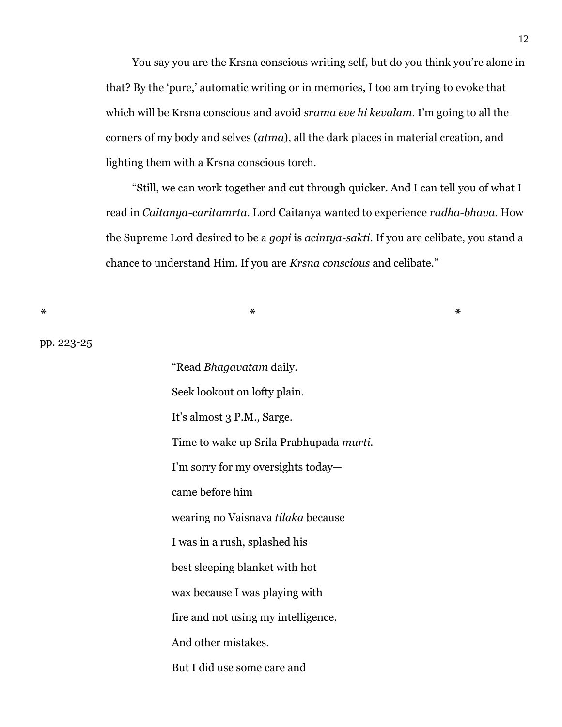You say you are the Krsna conscious writing self, but do you think you're alone in that? By the 'pure,' automatic writing or in memories, I too am trying to evoke that which will be Krsna conscious and avoid *srama eve hi kevalam*. I'm going to all the corners of my body and selves (*atma*), all the dark places in material creation, and lighting them with a Krsna conscious torch.

"Still, we can work together and cut through quicker. And I can tell you of what I read in *Caitanya-caritamrta*. Lord Caitanya wanted to experience *radha-bhava*. How the Supreme Lord desired to be a *gopi* is *acintya-sakti*. If you are celibate, you stand a chance to understand Him. If you are *Krsna conscious* and celibate."

\*　　　　　　　　　　\*　　　　　　　　　　\*

pp. 223-25

"Read *Bhagavatam* daily.
Seek lookout on lofty plain.
It's almost 3 P.M., Sarge.
Time to wake up Srila Prabhupada *murti*.
I'm sorry for my oversights today—
came before him
wearing no Vaisnava *tilaka* because
I was in a rush, splashed his
best sleeping blanket with hot
wax because I was playing with
fire and not using my intelligence.
And other mistakes.
But I did use some care and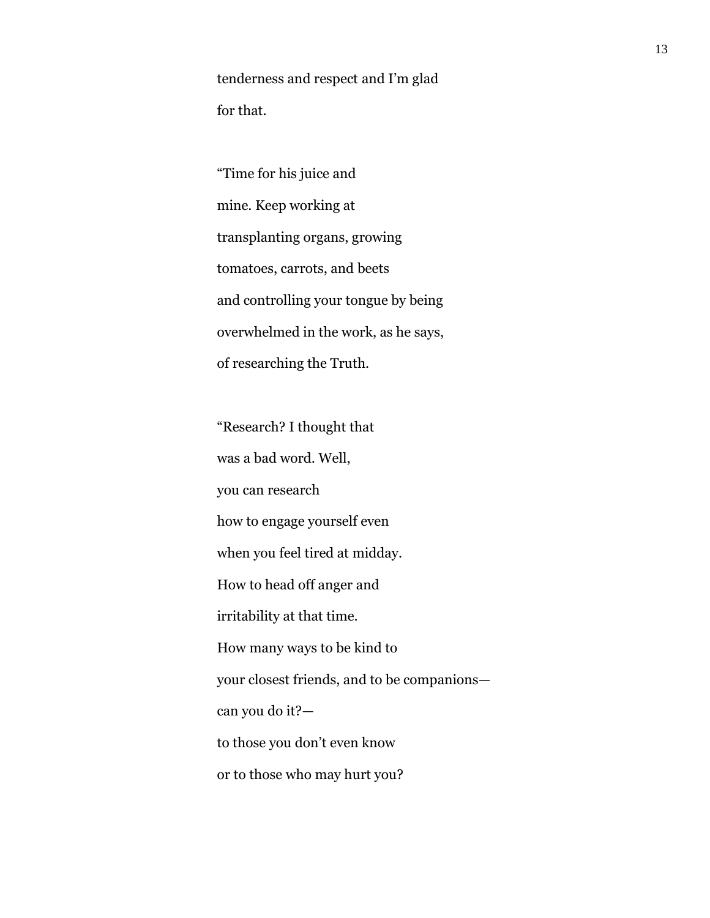tenderness and respect and I’m glad  
for that.

“Time for his juice and  
mine. Keep working at  
transplanting organs, growing  
tomatoes, carrots, and beets  
and controlling your tongue by being  
overwhelmed in the work, as he says,  
of researching the Truth.

“Research? I thought that  
was a bad word. Well,  
you can research  
how to engage yourself even  
when you feel tired at midday.  
How to head off anger and  
irritability at that time.  
How many ways to be kind to  
your closest friends, and to be companions—  
can you do it?—  
to those you don’t even know  
or to those who may hurt you?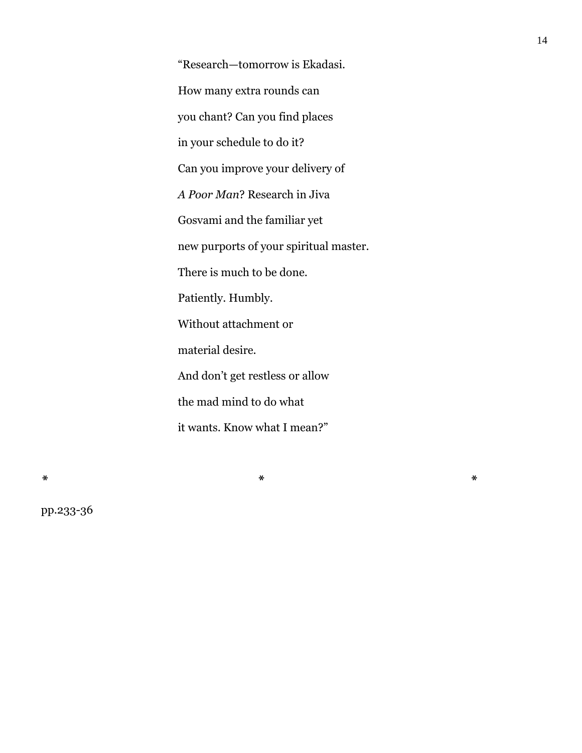"Research—tomorrow is Ekadasi.  
How many extra rounds can  
you chant? Can you find places  
in your schedule to do it?  
Can you improve your delivery of  
*A Poor Man*? Research in Jiva  
Gosvami and the familiar yet  
new purports of your spiritual master.  
There is much to be done.  
Patiently. Humbly.  
Without attachment or  
material desire.  
And don't get restless or allow  
the mad mind to do what  
it wants. Know what I mean?"

\*                                   \*                                   \*

pp.233-36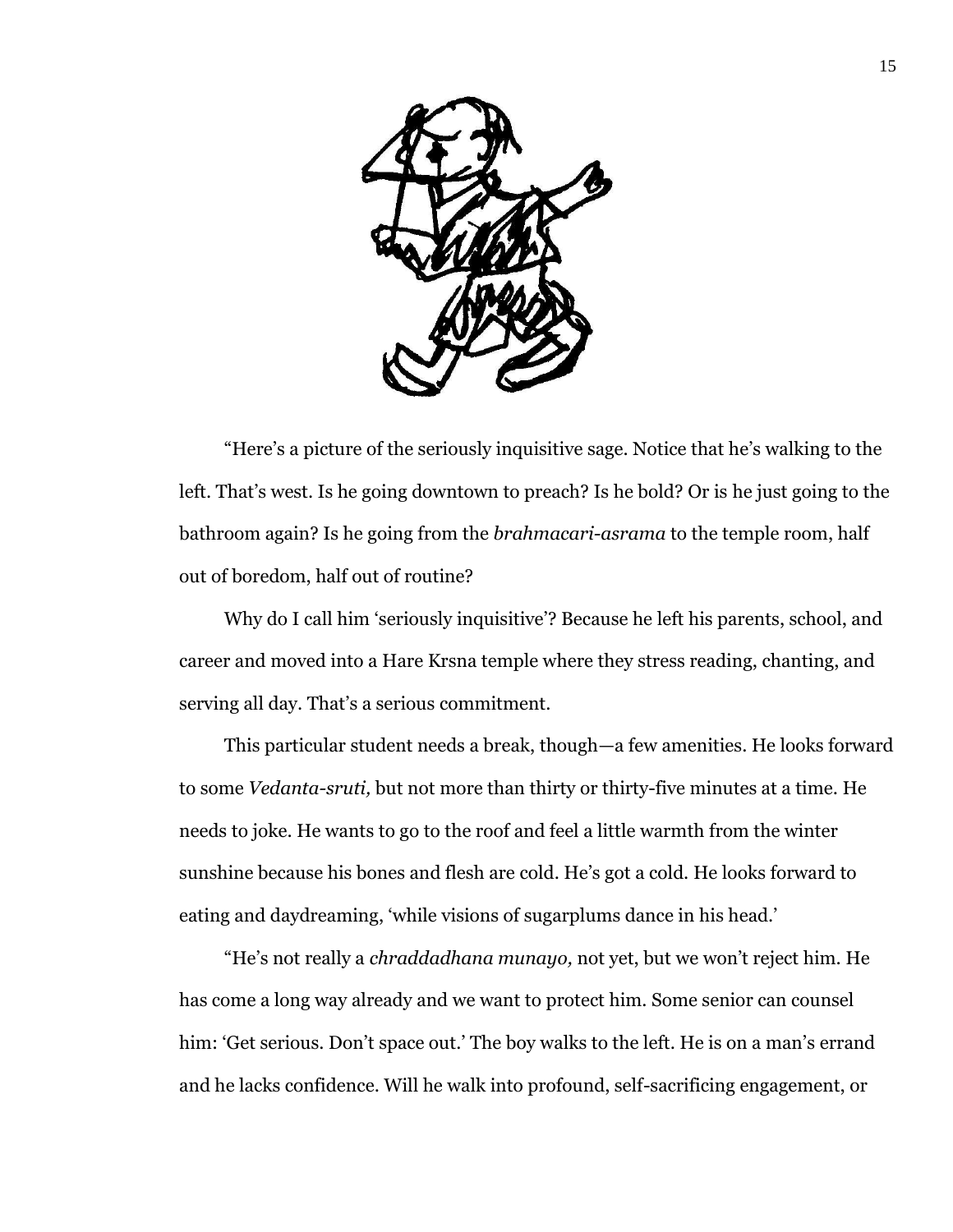"Here's a picture of the seriously inquisitive sage. Notice that he's walking to the left. That's west. Is he going downtown to preach? Is he bold? Or is he just going to the bathroom again? Is he going from the *brahmacari-asrama* to the temple room, half out of boredom, half out of routine?

Why do I call him 'seriously inquisitive'? Because he left his parents, school, and career and moved into a Hare Krsna temple where they stress reading, chanting, and serving all day. That's a serious commitment.

This particular student needs a break, though—a few amenities. He looks forward to some *Vedanta-sruti,* but not more than thirty or thirty-five minutes at a time. He needs to joke. He wants to go to the roof and feel a little warmth from the winter sunshine because his bones and flesh are cold. He's got a cold. He looks forward to eating and daydreaming, 'while visions of sugarplums dance in his head.'

"He's not really a *chraddadhana munayo,* not yet, but we won't reject him. He has come a long way already and we want to protect him. Some senior can counsel him: 'Get serious. Don't space out.' The boy walks to the left. He is on a man's errand and he lacks confidence. Will he walk into profound, self-sacrificing engagement, or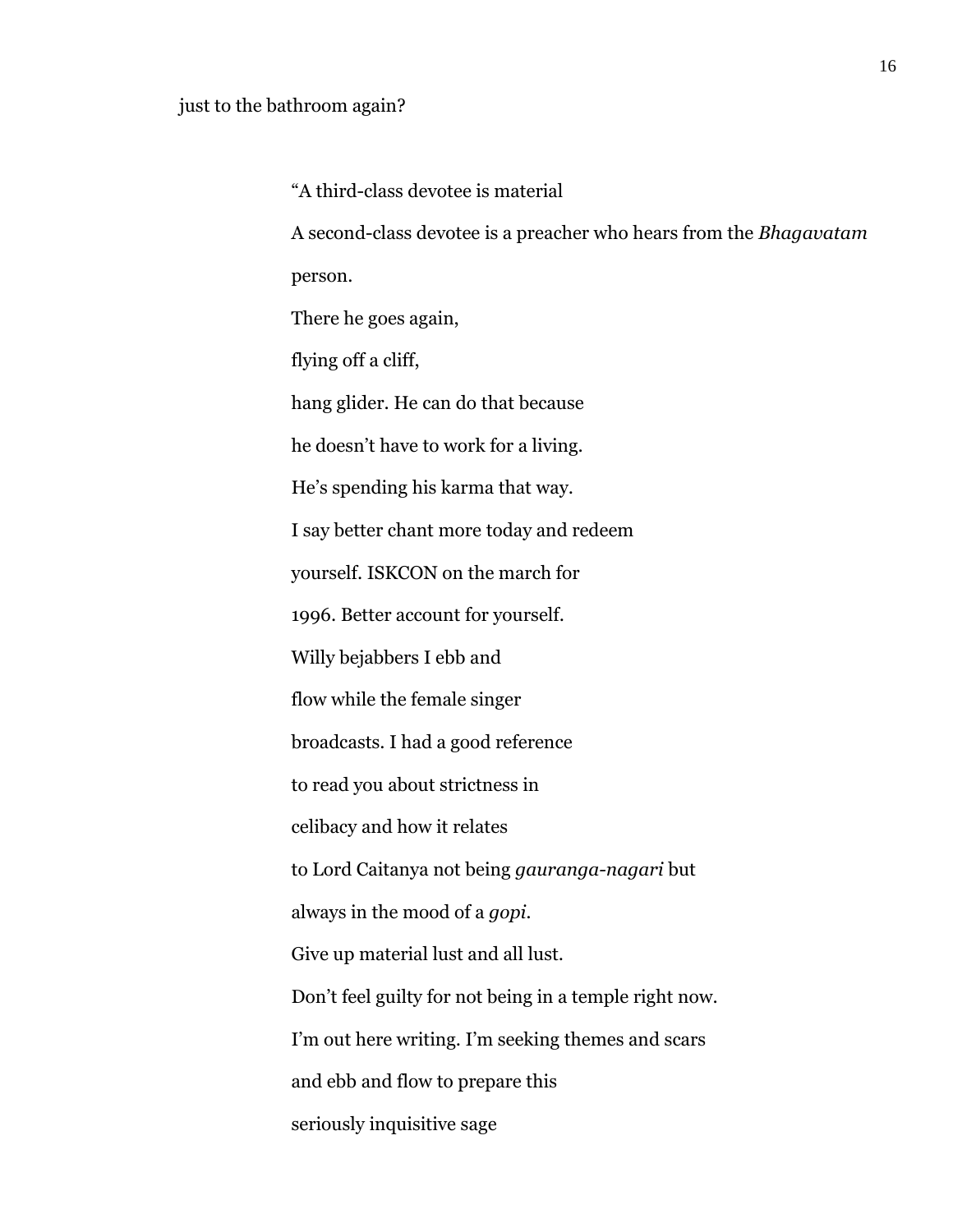just to the bathroom again?

“A third-class devotee is material  
A second-class devotee is a preacher who hears from the *Bhagavatam*  
person.  
There he goes again,  
flying off a cliff,  
hang glider. He can do that because  
he doesn’t have to work for a living.  
He’s spending his karma that way.  
I say better chant more today and redeem  
yourself. ISKCON on the march for  
1996. Better account for yourself.  
Willy bejabbers I ebb and  
flow while the female singer  
broadcasts. I had a good reference  
to read you about strictness in  
celibacy and how it relates  
to Lord Caitanya not being *gauranga-nagari* but  
always in the mood of a *gopi*.  
Give up material lust and all lust.  
Don’t feel guilty for not being in a temple right now.  
I’m out here writing. I’m seeking themes and scars  
and ebb and flow to prepare this  
seriously inquisitive sage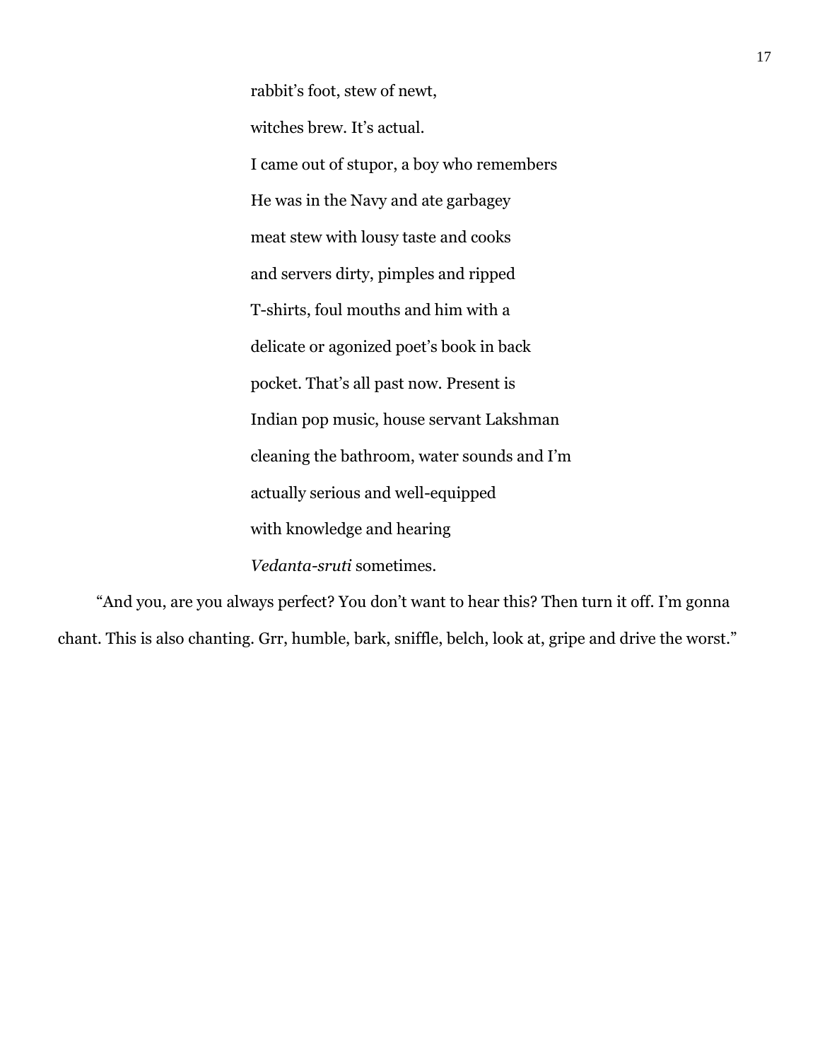rabbit's foot, stew of newt,

witches brew. It's actual.

I came out of stupor, a boy who remembers

He was in the Navy and ate garbagey

meat stew with lousy taste and cooks

and servers dirty, pimples and ripped

T-shirts, foul mouths and him with a

delicate or agonized poet's book in back

pocket. That's all past now. Present is

Indian pop music, house servant Lakshman

cleaning the bathroom, water sounds and I'm

actually serious and well-equipped

with knowledge and hearing

*Vedanta-sruti* sometimes.

"And you, are you always perfect? You don't want to hear this? Then turn it off. I'm gonna chant. This is also chanting. Grr, humble, bark, sniffle, belch, look at, gripe and drive the worst."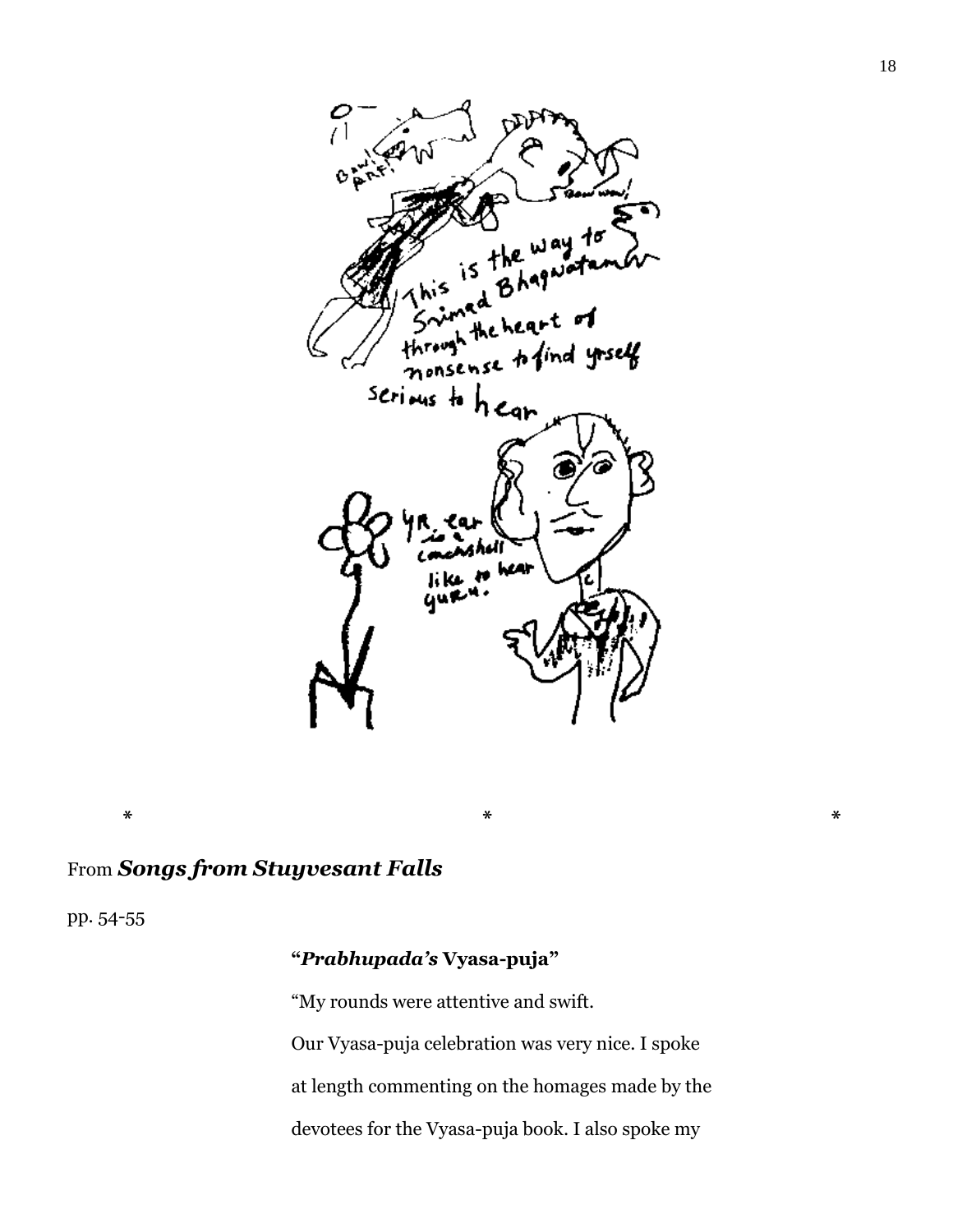\*                \*                \*

From ***Songs from Stuyvesant Falls***

pp. 54-55

**"*Prabhupada's* Vyasa-puja"**

"My rounds were attentive and swift.

Our Vyasa-puja celebration was very nice. I spoke

at length commenting on the homages made by the

devotees for the Vyasa-puja book. I also spoke my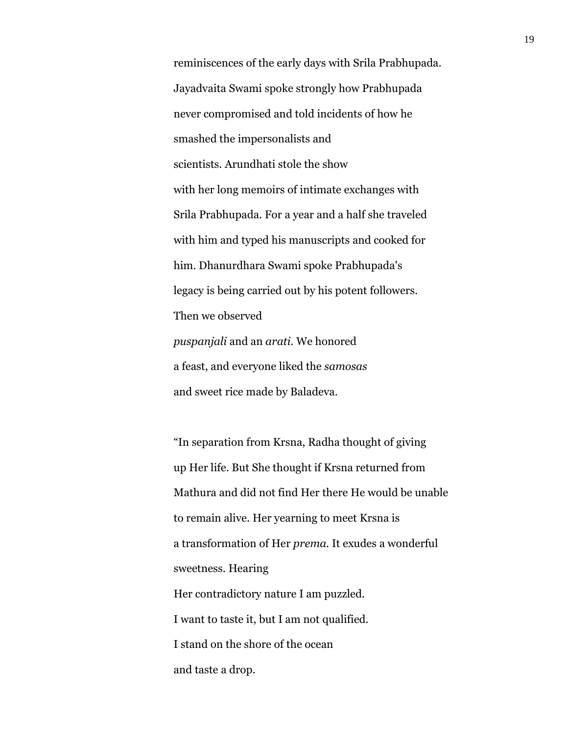reminiscences of the early days with Srila Prabhupada.
Jayadvaita Swami spoke strongly how Prabhupada
never compromised and told incidents of how he
smashed the impersonalists and
scientists. Arundhati stole the show
with her long memoirs of intimate exchanges with
Srila Prabhupada. For a year and a half she traveled
with him and typed his manuscripts and cooked for
him. Dhanurdhara Swami spoke Prabhupada's
legacy is being carried out by his potent followers.
Then we observed
*puspanjali* and an *arati.* We honored
a feast, and everyone liked the *samosas*
and sweet rice made by Baladeva.

"In separation from Krsna, Radha thought of giving
up Her life. But She thought if Krsna returned from
Mathura and did not find Her there He would be unable
to remain alive. Her yearning to meet Krsna is
a transformation of Her *prema.* It exudes a wonderful
sweetness. Hearing
Her contradictory nature I am puzzled.
I want to taste it, but I am not qualified.
I stand on the shore of the ocean
and taste a drop.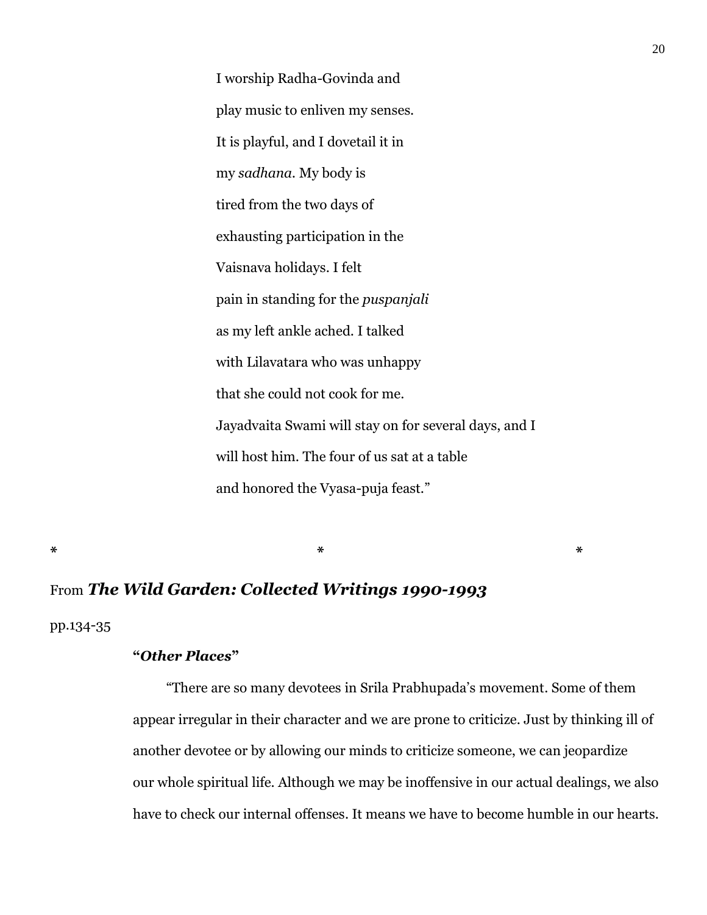I worship Radha-Govinda and

play music to enliven my senses.

It is playful, and I dovetail it in

my *sadhana*. My body is

tired from the two days of

exhausting participation in the

Vaisnava holidays. I felt

pain in standing for the *puspanjali*

as my left ankle ached. I talked

with Lilavatara who was unhappy

that she could not cook for me.

Jayadvaita Swami will stay on for several days, and I

will host him. The four of us sat at a table

and honored the Vyasa-puja feast."

\*                    \*                    \*

From ***The Wild Garden: Collected Writings 1990-1993***

pp.134-35

**"*Other Places*"**

"There are so many devotees in Srila Prabhupada's movement. Some of them appear irregular in their character and we are prone to criticize. Just by thinking ill of another devotee or by allowing our minds to criticize someone, we can jeopardize our whole spiritual life. Although we may be inoffensive in our actual dealings, we also have to check our internal offenses. It means we have to become humble in our hearts.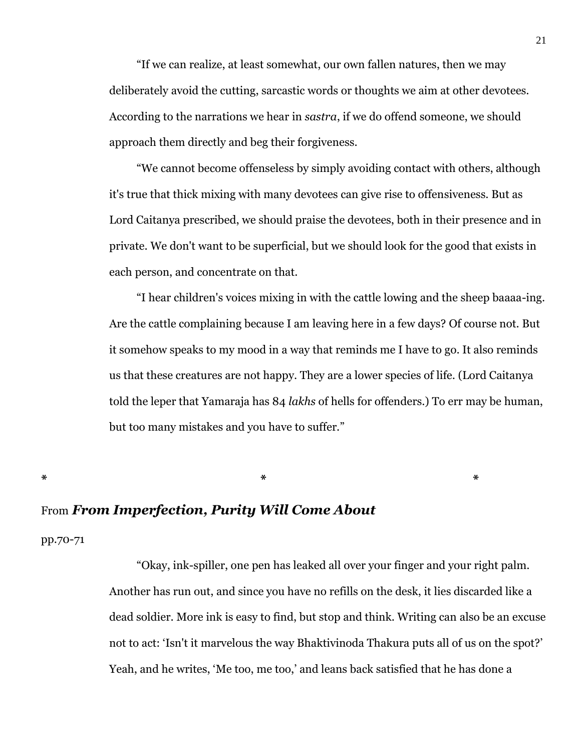"If we can realize, at least somewhat, our own fallen natures, then we may deliberately avoid the cutting, sarcastic words or thoughts we aim at other devotees. According to the narrations we hear in *sastra*, if we do offend someone, we should approach them directly and beg their forgiveness.

"We cannot become offenseless by simply avoiding contact with others, although it's true that thick mixing with many devotees can give rise to offensiveness. But as Lord Caitanya prescribed, we should praise the devotees, both in their presence and in private. We don't want to be superficial, but we should look for the good that exists in each person, and concentrate on that.

"I hear children's voices mixing in with the cattle lowing and the sheep baaaa-ing. Are the cattle complaining because I am leaving here in a few days? Of course not. But it somehow speaks to my mood in a way that reminds me I have to go. It also reminds us that these creatures are not happy. They are a lower species of life. (Lord Caitanya told the leper that Yamaraja has 84 *lakhs* of hells for offenders.) To err may be human, but too many mistakes and you have to suffer."

\* \* \*

From ***From Imperfection, Purity Will Come About***

pp.70-71

"Okay, ink-spiller, one pen has leaked all over your finger and your right palm. Another has run out, and since you have no refills on the desk, it lies discarded like a dead soldier. More ink is easy to find, but stop and think. Writing can also be an excuse not to act: 'Isn't it marvelous the way Bhaktivinoda Thakura puts all of us on the spot?' Yeah, and he writes, 'Me too, me too,' and leans back satisfied that he has done a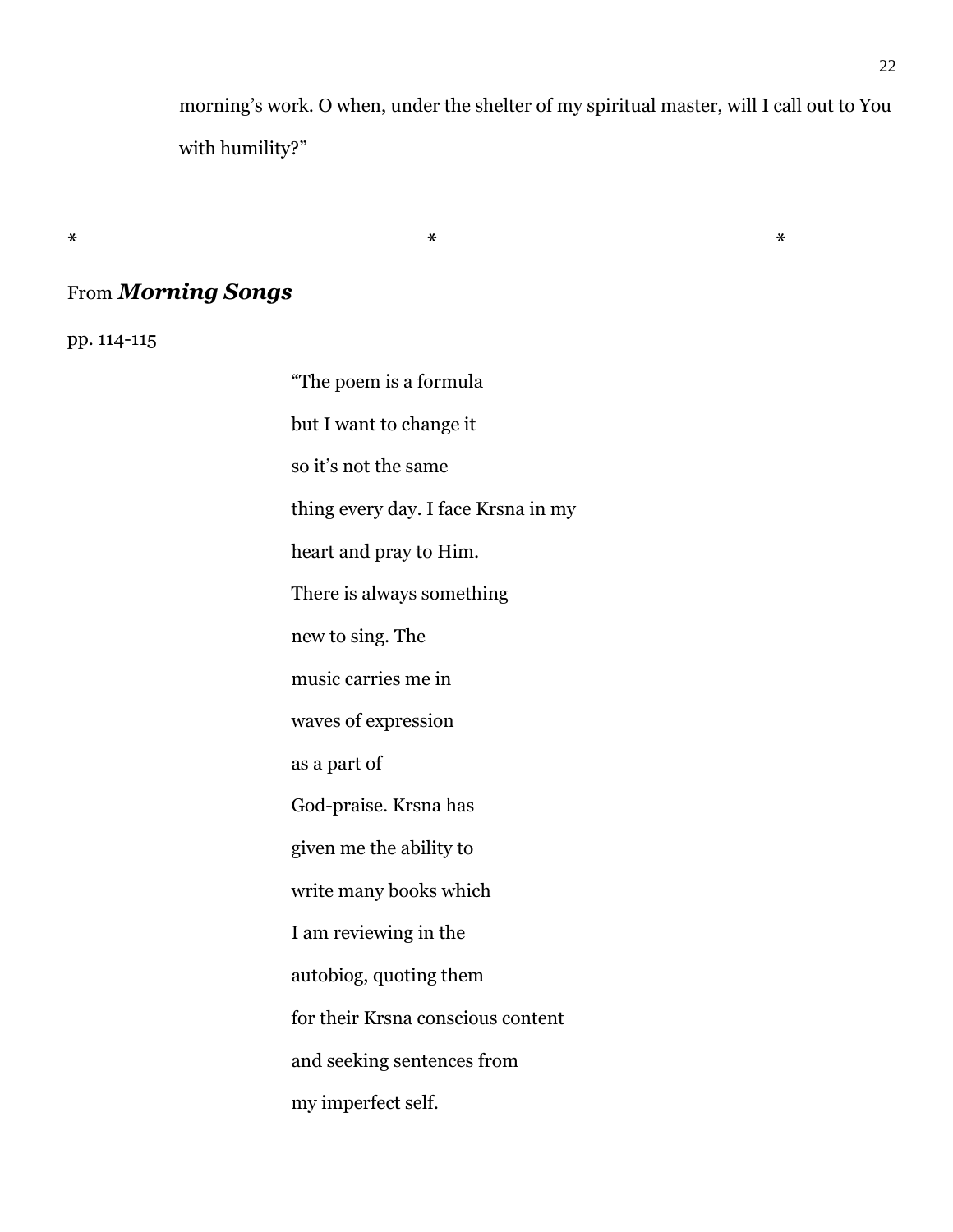morning's work. O when, under the shelter of my spiritual master, will I call out to You with humility?"

\*                    \*                    \*

From ***Morning Songs***

pp. 114-115

> "The poem is a formula
> but I want to change it
> so it's not the same
> thing every day. I face Krsna in my
> heart and pray to Him.
> There is always something
> new to sing. The
> music carries me in
> waves of expression
> as a part of
> God-praise. Krsna has
> given me the ability to
> write many books which
> I am reviewing in the
> autobiog, quoting them
> for their Krsna conscious content
> and seeking sentences from
> my imperfect self.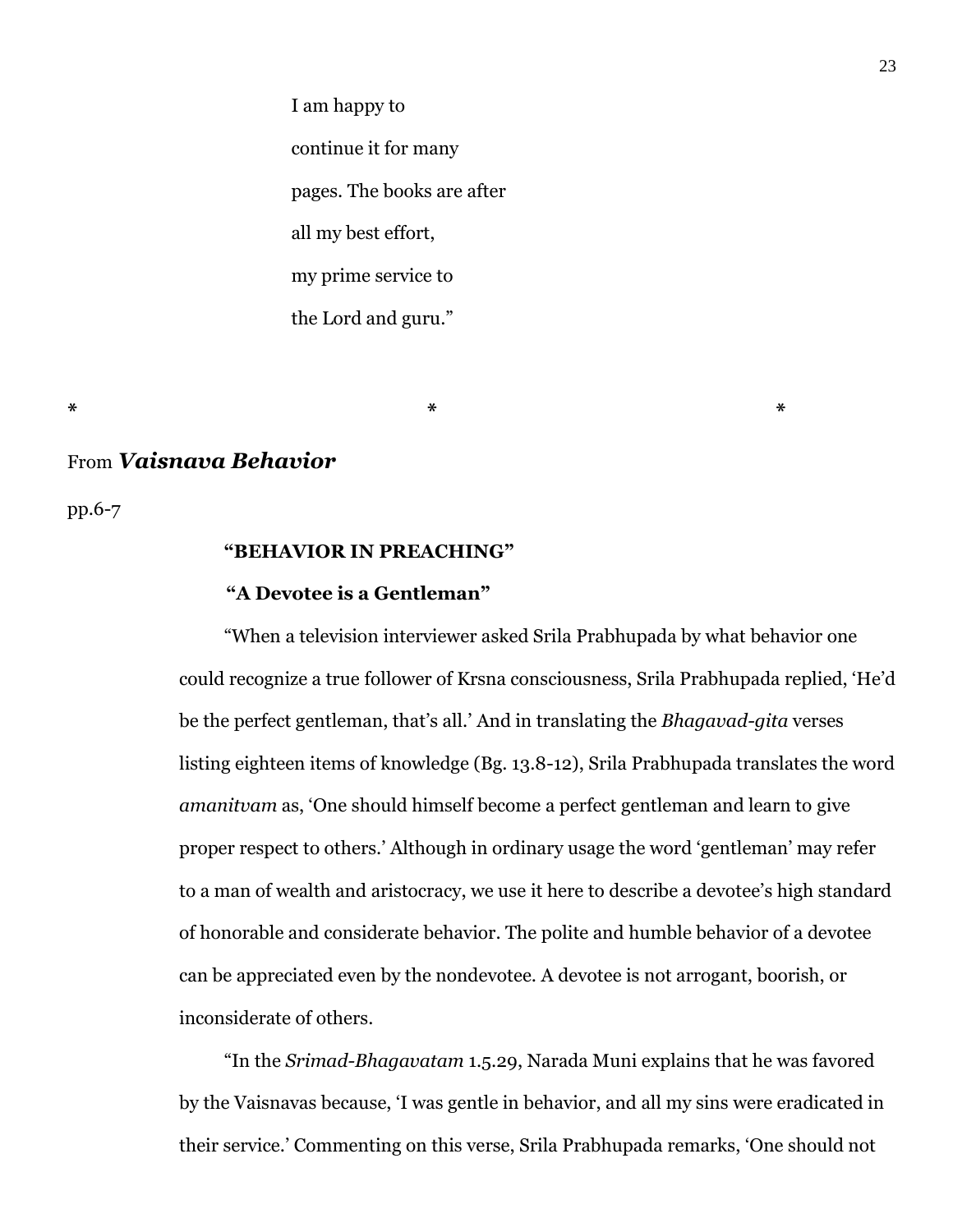I am happy to

continue it for many

pages. The books are after

all my best effort,

my prime service to

the Lord and guru."

\* \* \*

From ***Vaisnava Behavior***

pp.6-7

**"BEHAVIOR IN PREACHING"**

**"A Devotee is a Gentleman"**

"When a television interviewer asked Srila Prabhupada by what behavior one could recognize a true follower of Krsna consciousness, Srila Prabhupada replied, 'He'd be the perfect gentleman, that's all.' And in translating the *Bhagavad-gita* verses listing eighteen items of knowledge (Bg. 13.8-12), Srila Prabhupada translates the word *amanitvam* as, 'One should himself become a perfect gentleman and learn to give proper respect to others.' Although in ordinary usage the word 'gentleman' may refer to a man of wealth and aristocracy, we use it here to describe a devotee's high standard of honorable and considerate behavior. The polite and humble behavior of a devotee can be appreciated even by the nondevotee. A devotee is not arrogant, boorish, or inconsiderate of others.

"In the *Srimad-Bhagavatam* 1.5.29, Narada Muni explains that he was favored by the Vaisnavas because, 'I was gentle in behavior, and all my sins were eradicated in their service.' Commenting on this verse, Srila Prabhupada remarks, 'One should not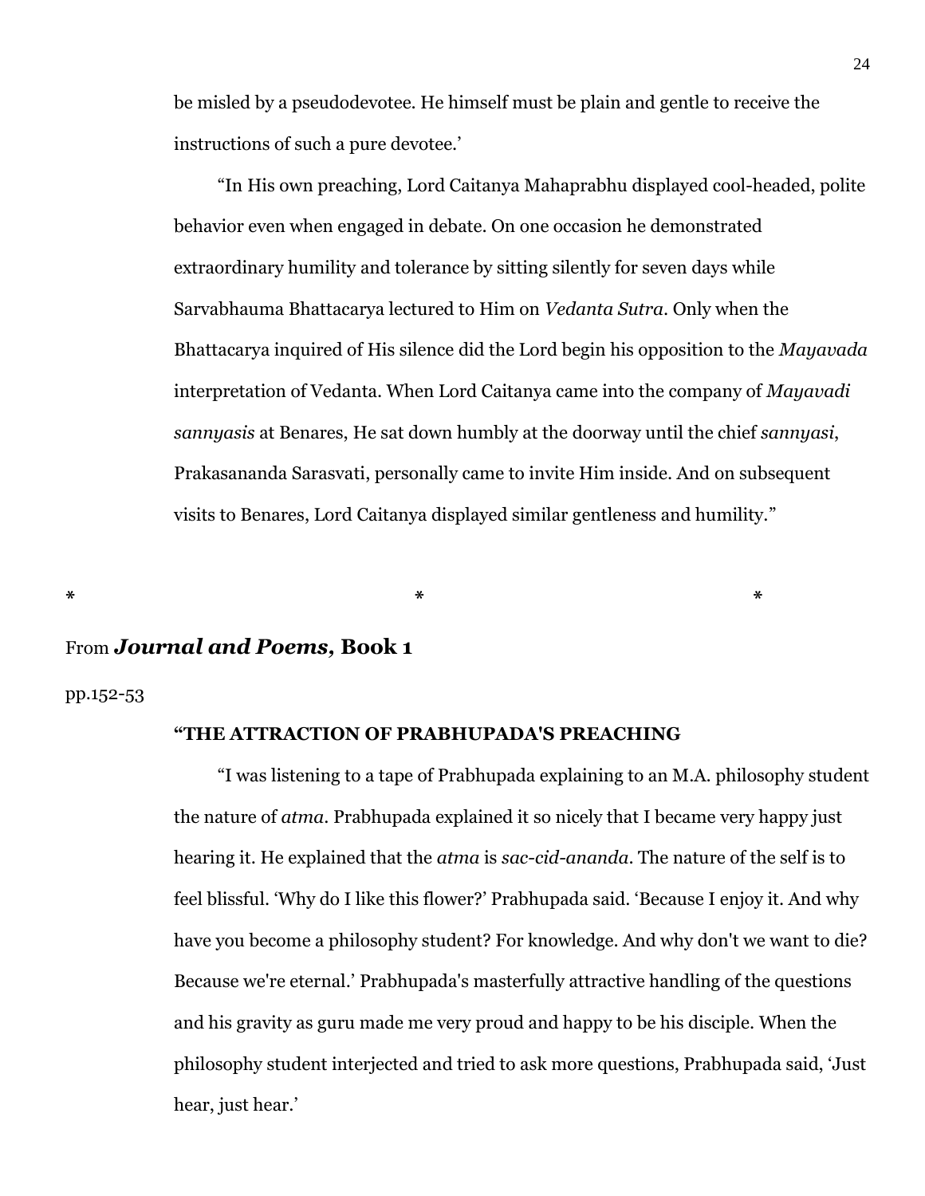be misled by a pseudodevotee. He himself must be plain and gentle to receive the instructions of such a pure devotee.'

"In His own preaching, Lord Caitanya Mahaprabhu displayed cool-headed, polite behavior even when engaged in debate. On one occasion he demonstrated extraordinary humility and tolerance by sitting silently for seven days while Sarvabhauma Bhattacarya lectured to Him on *Vedanta Sutra*. Only when the Bhattacarya inquired of His silence did the Lord begin his opposition to the *Mayavada* interpretation of Vedanta. When Lord Caitanya came into the company of *Mayavadi sannyasis* at Benares, He sat down humbly at the doorway until the chief *sannyasi*, Prakasananda Sarasvati, personally came to invite Him inside. And on subsequent visits to Benares, Lord Caitanya displayed similar gentleness and humility."

\* \* \*

From ***Journal and Poems*, Book 1**

pp.152-53

**"THE ATTRACTION OF PRABHUPADA'S PREACHING**

"I was listening to a tape of Prabhupada explaining to an M.A. philosophy student the nature of *atma*. Prabhupada explained it so nicely that I became very happy just hearing it. He explained that the *atma* is *sac-cid-ananda*. The nature of the self is to feel blissful. 'Why do I like this flower?' Prabhupada said. 'Because I enjoy it. And why have you become a philosophy student? For knowledge. And why don't we want to die? Because we're eternal.' Prabhupada's masterfully attractive handling of the questions and his gravity as guru made me very proud and happy to be his disciple. When the philosophy student interjected and tried to ask more questions, Prabhupada said, 'Just hear, just hear.'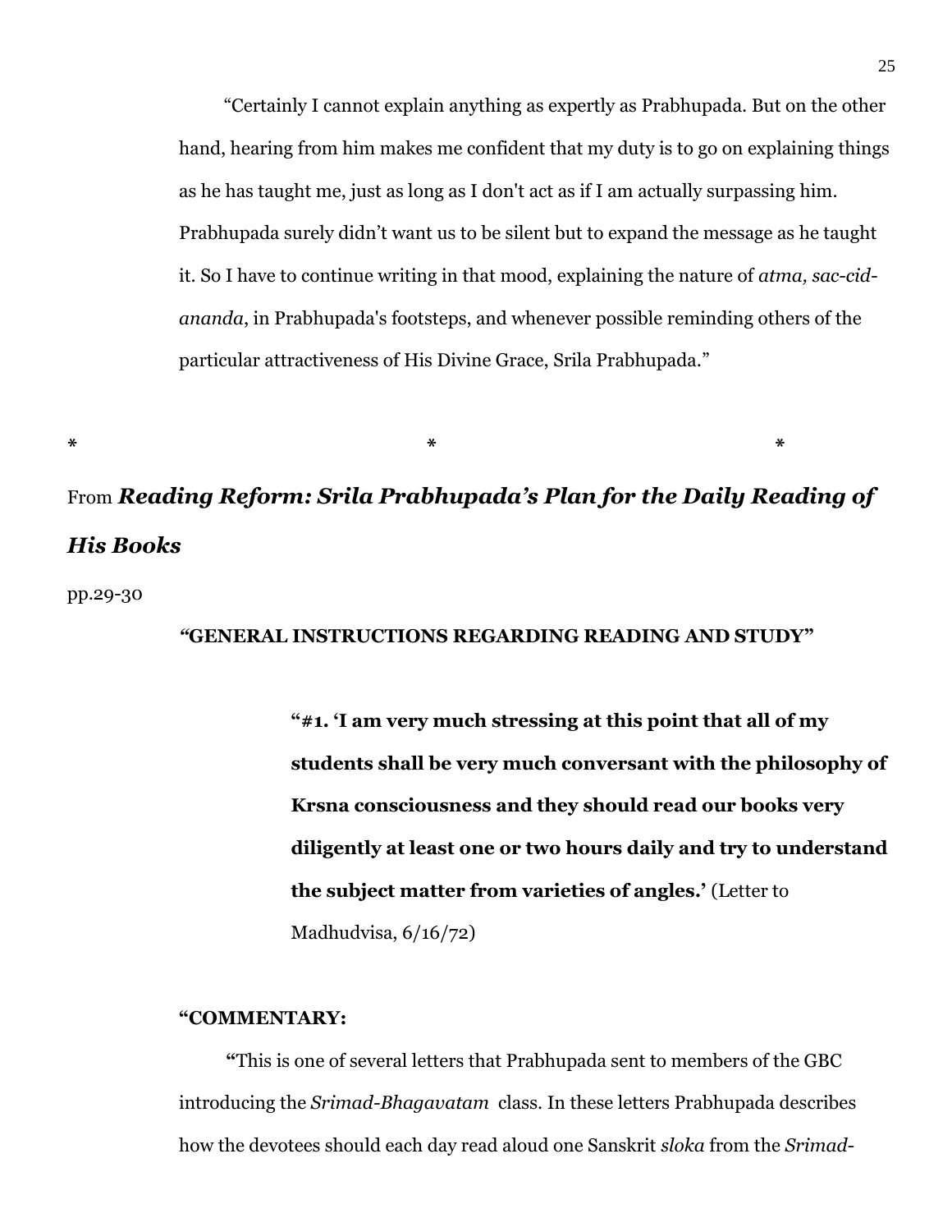“Certainly I cannot explain anything as expertly as Prabhupada. But on the other hand, hearing from him makes me confident that my duty is to go on explaining things as he has taught me, just as long as I don't act as if I am actually surpassing him. Prabhupada surely didn’t want us to be silent but to expand the message as he taught it. So I have to continue writing in that mood, explaining the nature of *atma, sac-cid-ananda*, in Prabhupada's footsteps, and whenever possible reminding others of the particular attractiveness of His Divine Grace, Srila Prabhupada.”

\*                                   \*                                   \*

From ***Reading Reform: Srila Prabhupada’s Plan for the Daily Reading of His Books***

pp.29-30

**“GENERAL INSTRUCTIONS REGARDING READING AND STUDY”**

> **“#1. ‘I am very much stressing at this point that all of my students shall be very much conversant with the philosophy of Krsna consciousness and they should read our books very diligently at least one or two hours daily and try to understand the subject matter from varieties of angles.’** (Letter to Madhudvisa, 6/16/72)

**“COMMENTARY:**

**“**This is one of several letters that Prabhupada sent to members of the GBC introducing the *Srimad-Bhagavatam* class. In these letters Prabhupada describes how the devotees should each day read aloud one Sanskrit *sloka* from the *Srimad-*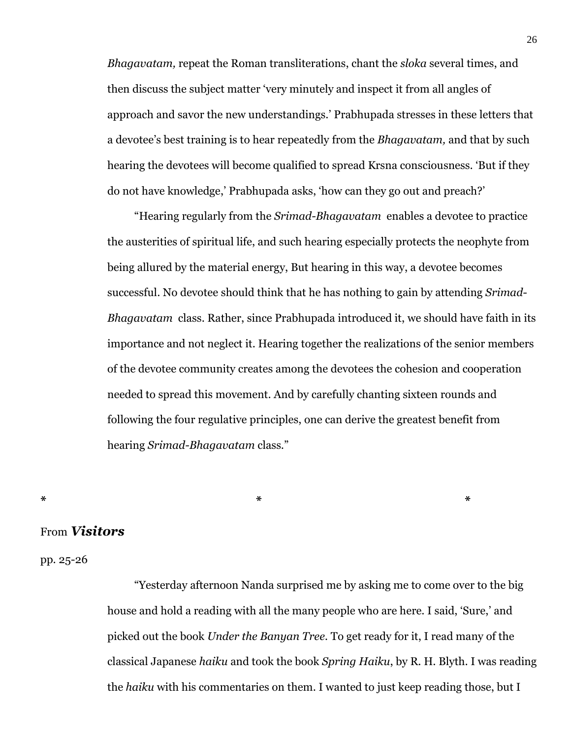*Bhagavatam,* repeat the Roman transliterations, chant the *sloka* several times, and then discuss the subject matter 'very minutely and inspect it from all angles of approach and savor the new understandings.' Prabhupada stresses in these letters that a devotee's best training is to hear repeatedly from the *Bhagavatam,* and that by such hearing the devotees will become qualified to spread Krsna consciousness. 'But if they do not have knowledge,' Prabhupada asks, 'how can they go out and preach?'

"Hearing regularly from the *Srimad-Bhagavatam* enables a devotee to practice the austerities of spiritual life, and such hearing especially protects the neophyte from being allured by the material energy, But hearing in this way, a devotee becomes successful. No devotee should think that he has nothing to gain by attending *Srimad-Bhagavatam* class. Rather, since Prabhupada introduced it, we should have faith in its importance and not neglect it. Hearing together the realizations of the senior members of the devotee community creates among the devotees the cohesion and cooperation needed to spread this movement. And by carefully chanting sixteen rounds and following the four regulative principles, one can derive the greatest benefit from hearing *Srimad-Bhagavatam* class."

\* \* \*

From ***Visitors***

pp. 25-26

"Yesterday afternoon Nanda surprised me by asking me to come over to the big house and hold a reading with all the many people who are here. I said, 'Sure,' and picked out the book *Under the Banyan Tree*. To get ready for it, I read many of the classical Japanese *haiku* and took the book *Spring Haiku*, by R. H. Blyth. I was reading the *haiku* with his commentaries on them. I wanted to just keep reading those, but I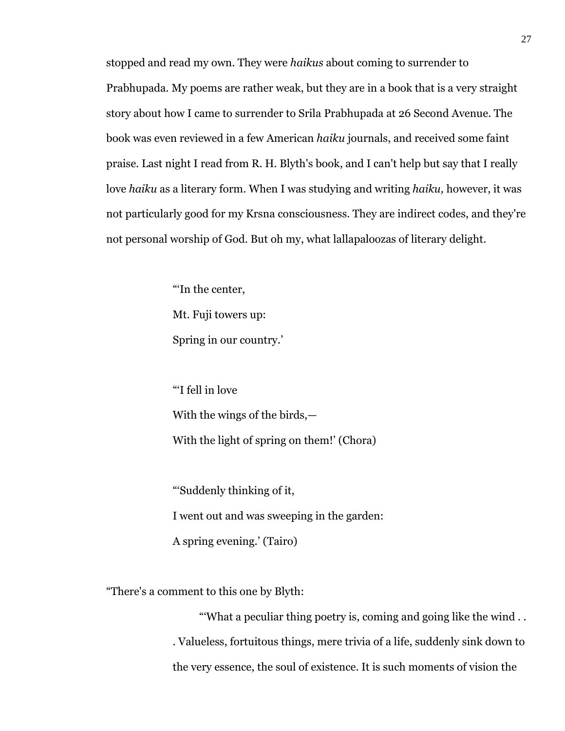stopped and read my own. They were *haikus* about coming to surrender to Prabhupada. My poems are rather weak, but they are in a book that is a very straight story about how I came to surrender to Srila Prabhupada at 26 Second Avenue. The book was even reviewed in a few American *haiku* journals, and received some faint praise. Last night I read from R. H. Blyth's book, and I can't help but say that I really love *haiku* as a literary form. When I was studying and writing *haiku,* however, it was not particularly good for my Krsna consciousness. They are indirect codes, and they're not personal worship of God. But oh my, what lallapaloozas of literary delight.

> "'In the center,
> Mt. Fuji towers up:
> Spring in our country.'
>
> "'I fell in love
> With the wings of the birds,—
> With the light of spring on them!' (Chora)
>
> "'Suddenly thinking of it,
> I went out and was sweeping in the garden:
> A spring evening.' (Tairo)

"There's a comment to this one by Blyth:

> "'What a peculiar thing poetry is, coming and going like the wind . . . Valueless, fortuitous things, mere trivia of a life, suddenly sink down to the very essence, the soul of existence. It is such moments of vision the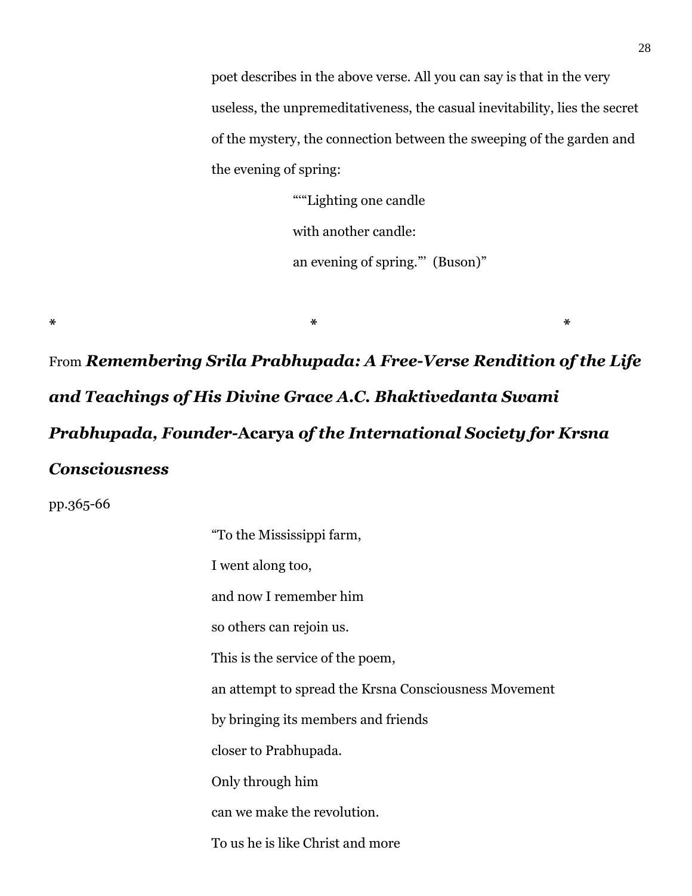poet describes in the above verse. All you can say is that in the very useless, the unpremeditativeness, the casual inevitability, lies the secret of the mystery, the connection between the sweeping of the garden and the evening of spring:

> "'"Lighting one candle
> with another candle:
> an evening of spring."' (Buson)"

\*                                        \*                                        \*

From ***Remembering Srila Prabhupada: A Free-Verse Rendition of the Life and Teachings of His Divine Grace A.C. Bhaktivedanta Swami Prabhupada, Founder-*****Acarya** ***of the International Society for Krsna Consciousness***

pp.365-66

> "To the Mississippi farm,
> I went along too,
> and now I remember him
> so others can rejoin us.
> This is the service of the poem,
> an attempt to spread the Krsna Consciousness Movement
> by bringing its members and friends
> closer to Prabhupada.
> Only through him
> can we make the revolution.
> To us he is like Christ and more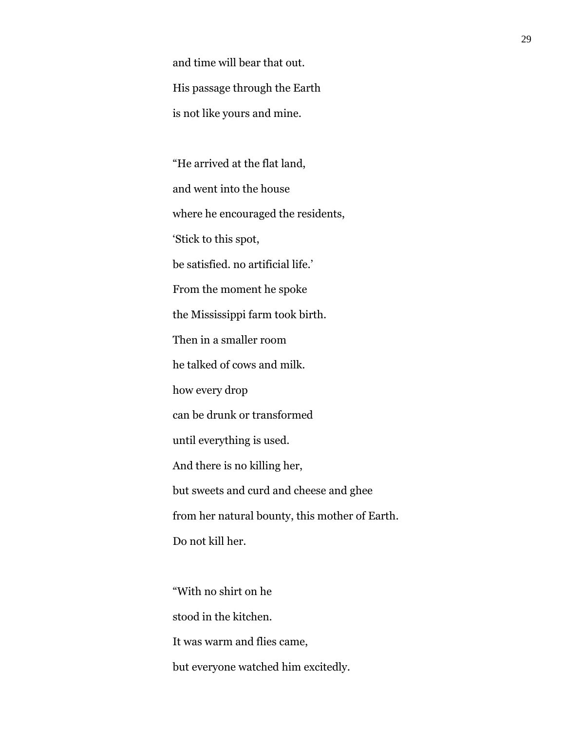and time will bear that out.

His passage through the Earth

is not like yours and mine.

“He arrived at the flat land,

and went into the house

where he encouraged the residents,

‘Stick to this spot,

be satisfied. no artificial life.’

From the moment he spoke

the Mississippi farm took birth.

Then in a smaller room

he talked of cows and milk.

how every drop

can be drunk or transformed

until everything is used.

And there is no killing her,

but sweets and curd and cheese and ghee

from her natural bounty, this mother of Earth.

Do not kill her.

“With no shirt on he

stood in the kitchen.

It was warm and flies came,

but everyone watched him excitedly.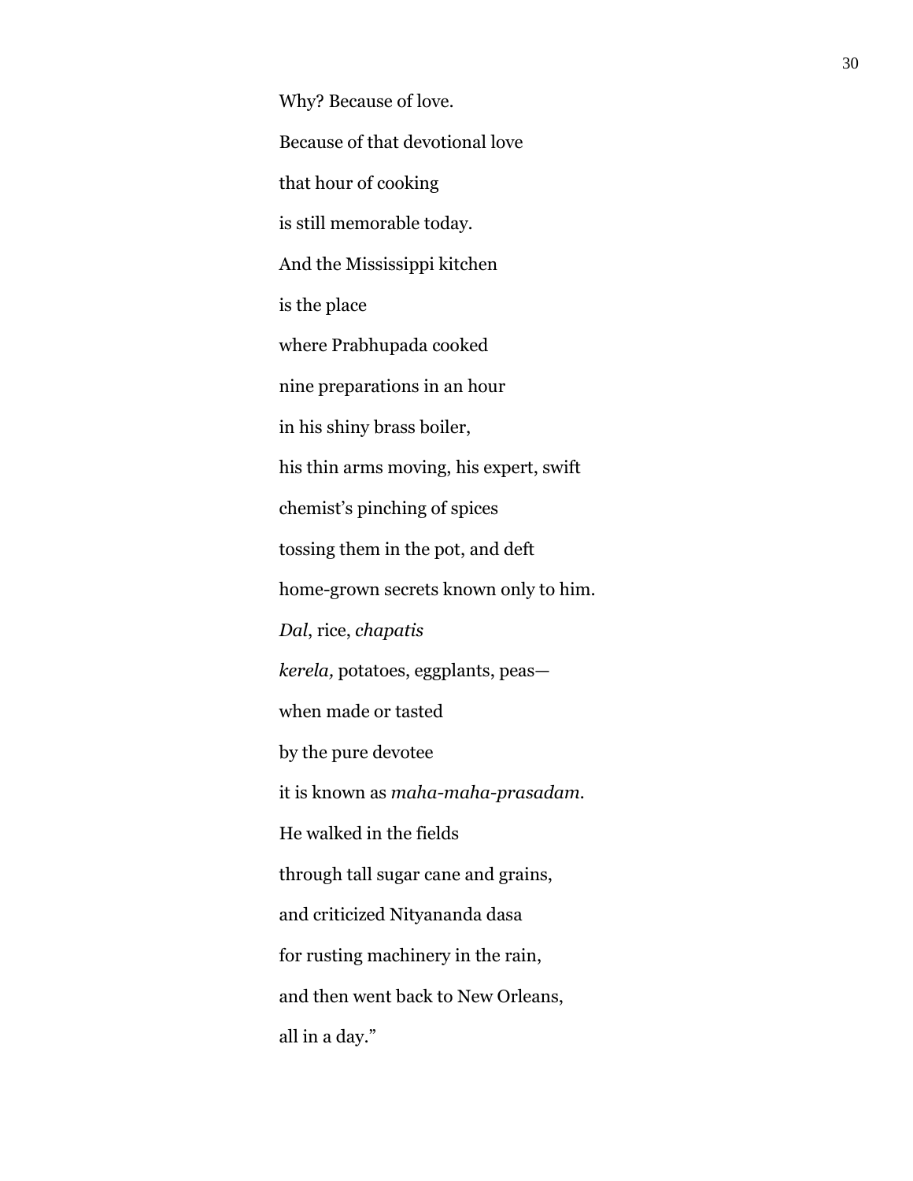Why? Because of love.

Because of that devotional love

that hour of cooking

is still memorable today.

And the Mississippi kitchen

is the place

where Prabhupada cooked

nine preparations in an hour

in his shiny brass boiler,

his thin arms moving, his expert, swift

chemist's pinching of spices

tossing them in the pot, and deft

home-grown secrets known only to him.

*Dal*, rice, *chapatis*

*kerela,* potatoes, eggplants, peas—

when made or tasted

by the pure devotee

it is known as *maha-maha-prasadam*.

He walked in the fields

through tall sugar cane and grains,

and criticized Nityananda dasa

for rusting machinery in the rain,

and then went back to New Orleans,

all in a day."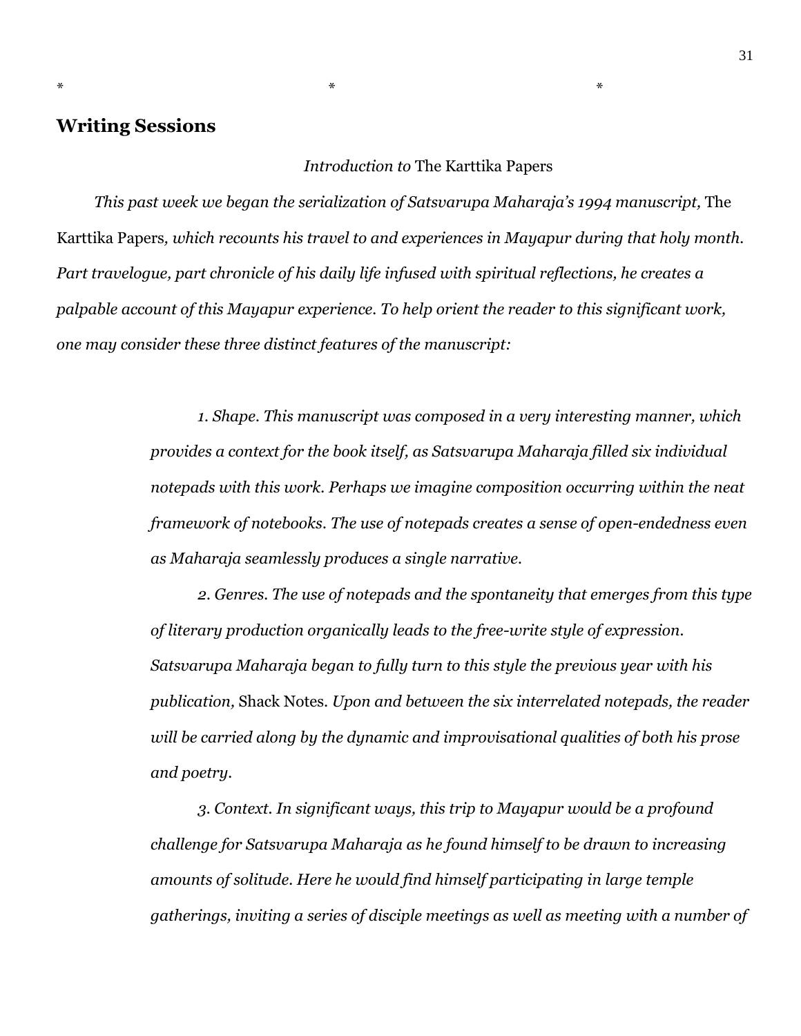\*                                        \*                                        \*

## Writing Sessions

*Introduction to* The Karttika Papers

*This past week we began the serialization of Satsvarupa Maharaja's 1994 manuscript,* The Karttika Papers*, which recounts his travel to and experiences in Mayapur during that holy month. Part travelogue, part chronicle of his daily life infused with spiritual reflections, he creates a palpable account of this Mayapur experience. To help orient the reader to this significant work, one may consider these three distinct features of the manuscript:*

> *1. Shape. This manuscript was composed in a very interesting manner, which provides a context for the book itself, as Satsvarupa Maharaja filled six individual notepads with this work. Perhaps we imagine composition occurring within the neat framework of notebooks. The use of notepads creates a sense of open-endedness even as Maharaja seamlessly produces a single narrative.*
>
> *2. Genres. The use of notepads and the spontaneity that emerges from this type of literary production organically leads to the free-write style of expression. Satsvarupa Maharaja began to fully turn to this style the previous year with his publication,* Shack Notes*. Upon and between the six interrelated notepads, the reader will be carried along by the dynamic and improvisational qualities of both his prose and poetry.*
>
> *3. Context. In significant ways, this trip to Mayapur would be a profound challenge for Satsvarupa Maharaja as he found himself to be drawn to increasing amounts of solitude. Here he would find himself participating in large temple gatherings, inviting a series of disciple meetings as well as meeting with a number of*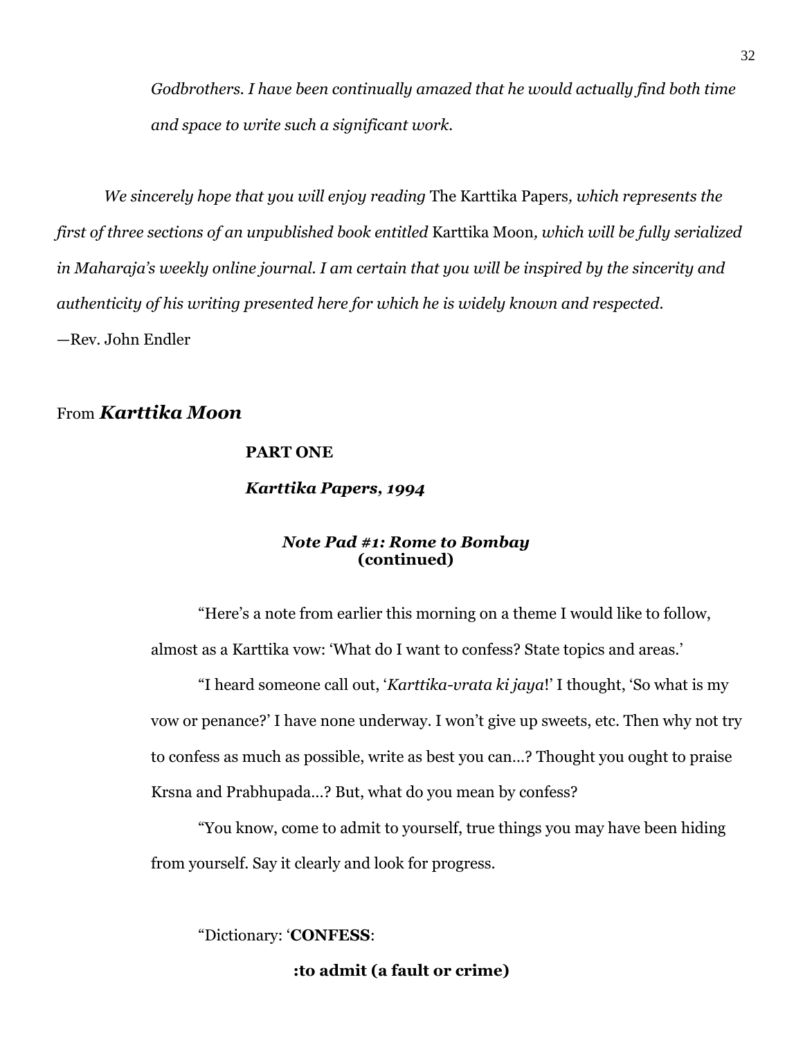*Godbrothers. I have been continually amazed that he would actually find both time and space to write such a significant work.*

*We sincerely hope that you will enjoy reading* The Karttika Papers*, which represents the first of three sections of an unpublished book entitled* Karttika Moon*, which will be fully serialized in Maharaja's weekly online journal. I am certain that you will be inspired by the sincerity and authenticity of his writing presented here for which he is widely known and respected.*

—Rev. John Endler

From ***Karttika Moon***

**PART ONE**

***Karttika Papers, 1994***

### *Note Pad #1: Rome to Bombay* (continued)

"Here's a note from earlier this morning on a theme I would like to follow, almost as a Karttika vow: 'What do I want to confess? State topics and areas.'

"I heard someone call out, '*Karttika-vrata ki jaya*!' I thought, 'So what is my vow or penance?' I have none underway. I won't give up sweets, etc. Then why not try to confess as much as possible, write as best you can…? Thought you ought to praise Krsna and Prabhupada…? But, what do you mean by confess?

"You know, come to admit to yourself, true things you may have been hiding from yourself. Say it clearly and look for progress.

"Dictionary: '**CONFESS**:

**:to admit (a fault or crime)**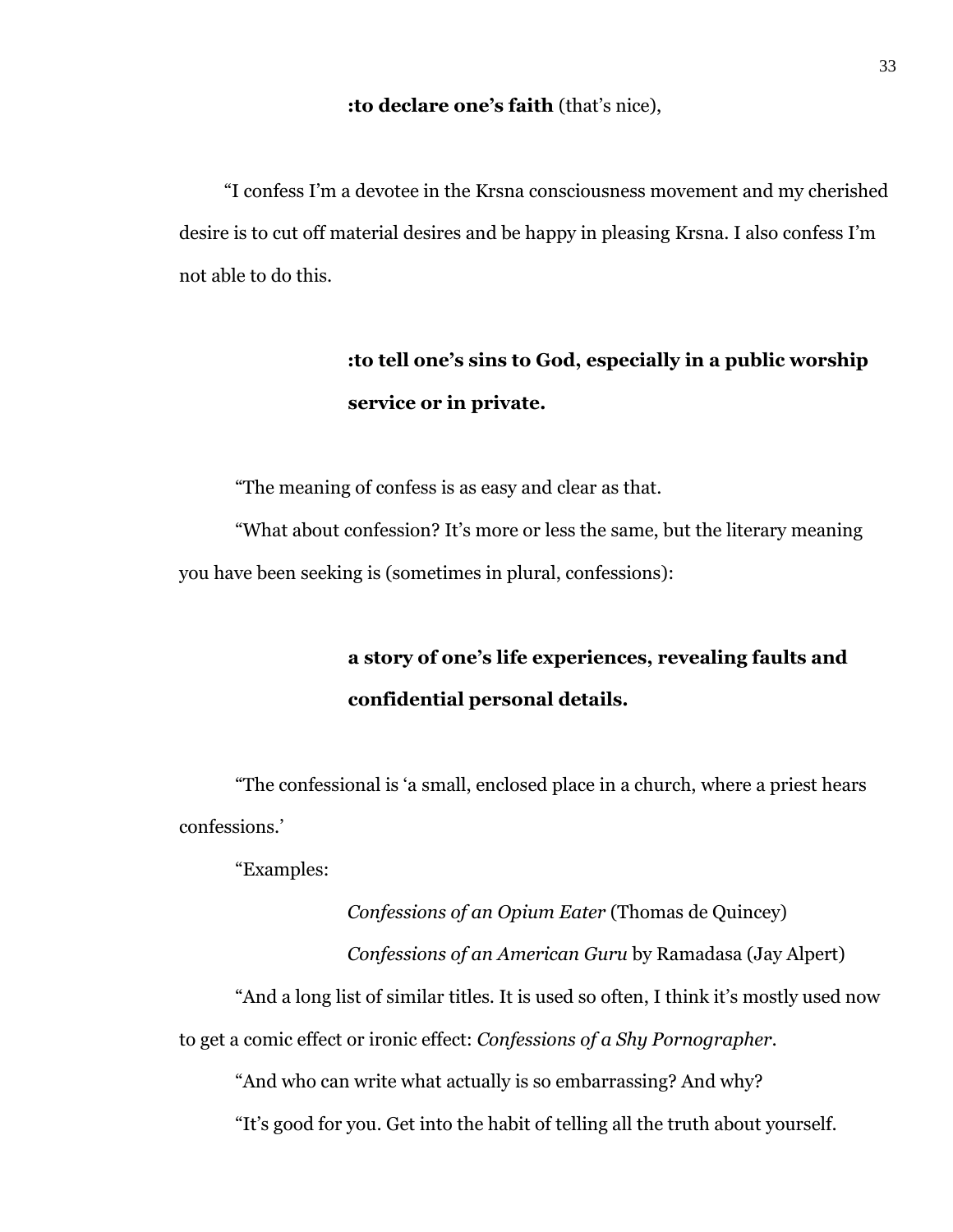**:to declare one's faith** (that's nice),

"I confess I'm a devotee in the Krsna consciousness movement and my cherished desire is to cut off material desires and be happy in pleasing Krsna. I also confess I'm not able to do this.

> **:to tell one's sins to God, especially in a public worship service or in private.**

"The meaning of confess is as easy and clear as that.

"What about confession? It's more or less the same, but the literary meaning you have been seeking is (sometimes in plural, confessions):

> **a story of one's life experiences, revealing faults and confidential personal details.**

"The confessional is 'a small, enclosed place in a church, where a priest hears confessions.'

"Examples:

> *Confessions of an Opium Eater* (Thomas de Quincey)
>
> *Confessions of an American Guru* by Ramadasa (Jay Alpert)

"And a long list of similar titles. It is used so often, I think it's mostly used now to get a comic effect or ironic effect: *Confessions of a Shy Pornographer.*

"And who can write what actually is so embarrassing? And why?

"It's good for you. Get into the habit of telling all the truth about yourself.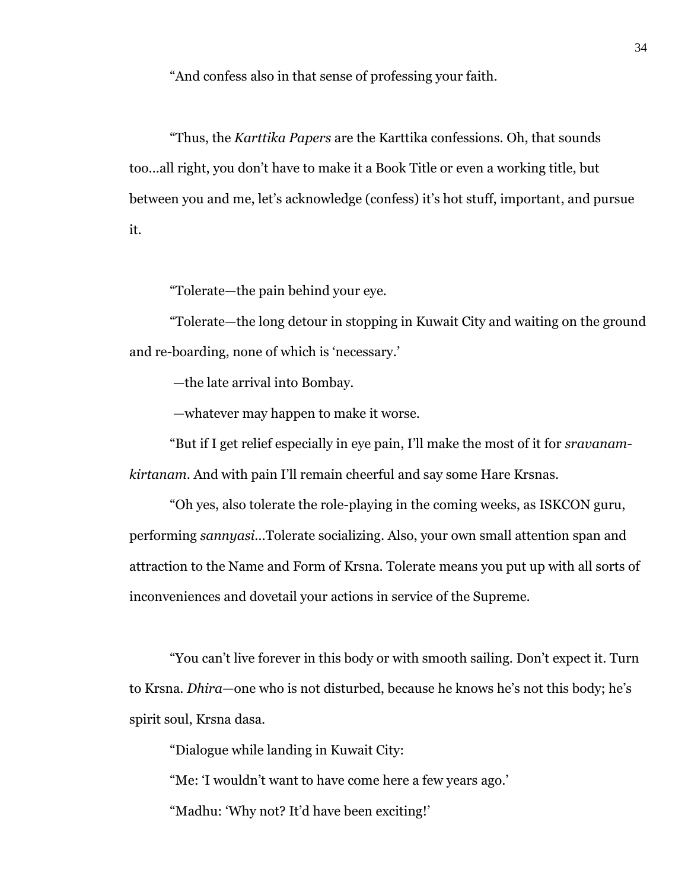"And confess also in that sense of professing your faith.

"Thus, the *Karttika Papers* are the Karttika confessions. Oh, that sounds too…all right, you don't have to make it a Book Title or even a working title, but between you and me, let's acknowledge (confess) it's hot stuff, important, and pursue it.

"Tolerate—the pain behind your eye.

"Tolerate—the long detour in stopping in Kuwait City and waiting on the ground and re-boarding, none of which is 'necessary.'

—the late arrival into Bombay.

—whatever may happen to make it worse.

"But if I get relief especially in eye pain, I'll make the most of it for *sravanam-kirtanam*. And with pain I'll remain cheerful and say some Hare Krsnas.

"Oh yes, also tolerate the role-playing in the coming weeks, as ISKCON guru, performing *sannyasi*…Tolerate socializing. Also, your own small attention span and attraction to the Name and Form of Krsna. Tolerate means you put up with all sorts of inconveniences and dovetail your actions in service of the Supreme.

"You can't live forever in this body or with smooth sailing. Don't expect it. Turn to Krsna. *Dhira*—one who is not disturbed, because he knows he's not this body; he's spirit soul, Krsna dasa.

"Dialogue while landing in Kuwait City:

"Me: 'I wouldn't want to have come here a few years ago.'

"Madhu: 'Why not? It'd have been exciting!'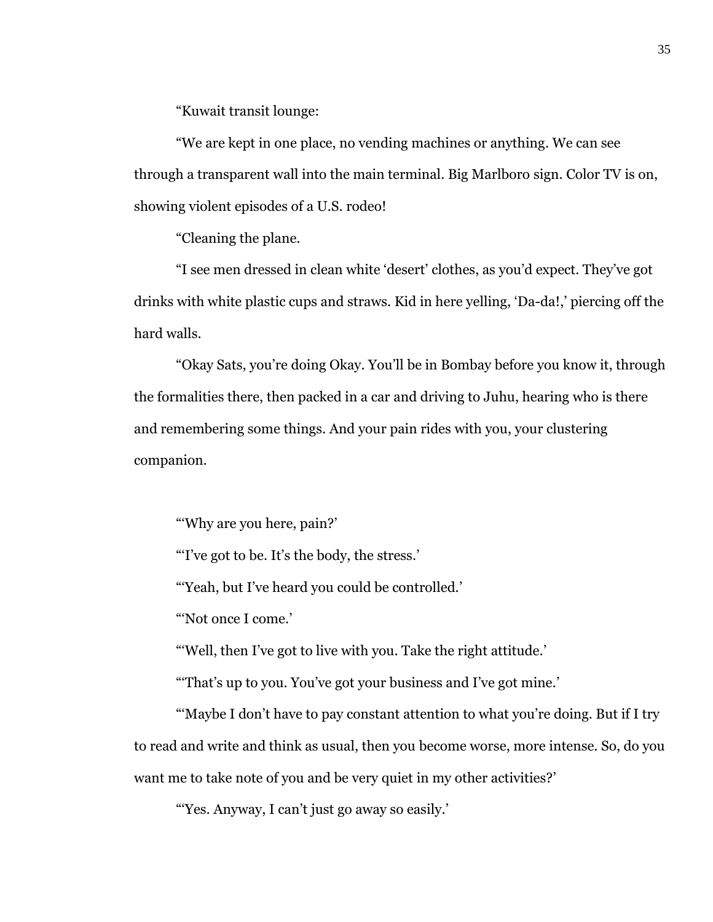"Kuwait transit lounge:

"We are kept in one place, no vending machines or anything. We can see through a transparent wall into the main terminal. Big Marlboro sign. Color TV is on, showing violent episodes of a U.S. rodeo!

"Cleaning the plane.

"I see men dressed in clean white 'desert' clothes, as you'd expect. They've got drinks with white plastic cups and straws. Kid in here yelling, 'Da-da!,' piercing off the hard walls.

"Okay Sats, you're doing Okay. You'll be in Bombay before you know it, through the formalities there, then packed in a car and driving to Juhu, hearing who is there and remembering some things. And your pain rides with you, your clustering companion.

"'Why are you here, pain?'

"'I've got to be. It's the body, the stress.'

"'Yeah, but I've heard you could be controlled.'

"'Not once I come.'

"'Well, then I've got to live with you. Take the right attitude.'

"'That's up to you. You've got your business and I've got mine.'

"'Maybe I don't have to pay constant attention to what you're doing. But if I try to read and write and think as usual, then you become worse, more intense. So, do you want me to take note of you and be very quiet in my other activities?'

"'Yes. Anyway, I can't just go away so easily.'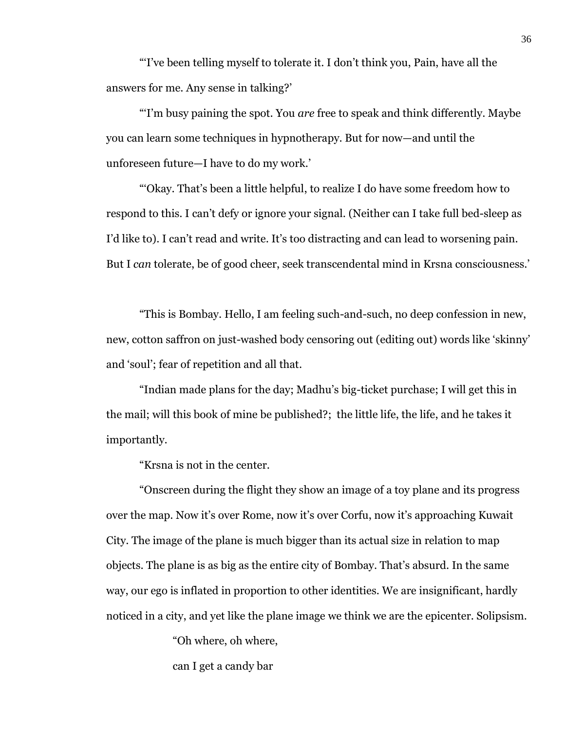"'I've been telling myself to tolerate it. I don't think you, Pain, have all the answers for me. Any sense in talking?'

"'I'm busy paining the spot. You *are* free to speak and think differently. Maybe you can learn some techniques in hypnotherapy. But for now—and until the unforeseen future—I have to do my work.'

"'Okay. That's been a little helpful, to realize I do have some freedom how to respond to this. I can't defy or ignore your signal. (Neither can I take full bed-sleep as I'd like to). I can't read and write. It's too distracting and can lead to worsening pain. But I *can* tolerate, be of good cheer, seek transcendental mind in Krsna consciousness.'

"This is Bombay. Hello, I am feeling such-and-such, no deep confession in new, new, cotton saffron on just-washed body censoring out (editing out) words like 'skinny' and 'soul'; fear of repetition and all that.

"Indian made plans for the day; Madhu's big-ticket purchase; I will get this in the mail; will this book of mine be published?; the little life, the life, and he takes it importantly.

"Krsna is not in the center.

"Onscreen during the flight they show an image of a toy plane and its progress over the map. Now it's over Rome, now it's over Corfu, now it's approaching Kuwait City. The image of the plane is much bigger than its actual size in relation to map objects. The plane is as big as the entire city of Bombay. That's absurd. In the same way, our ego is inflated in proportion to other identities. We are insignificant, hardly noticed in a city, and yet like the plane image we think we are the epicenter. Solipsism.

"Oh where, oh where,  
can I get a candy bar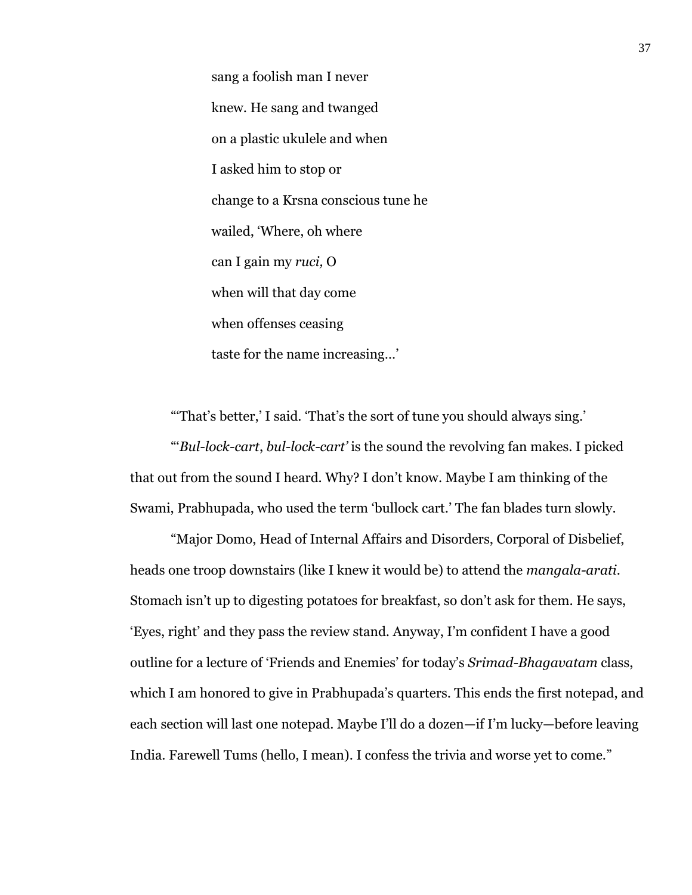sang a foolish man I never

knew. He sang and twanged

on a plastic ukulele and when

I asked him to stop or

change to a Krsna conscious tune he

wailed, ‘Where, oh where

can I gain my *ruci,* O

when will that day come

when offenses ceasing

taste for the name increasing…’

“‘That’s better,’ I said. ‘That’s the sort of tune you should always sing.’

“‘*Bul-lock-cart*, *bul-lock-cart’* is the sound the revolving fan makes. I picked that out from the sound I heard. Why? I don’t know. Maybe I am thinking of the Swami, Prabhupada, who used the term ‘bullock cart.’ The fan blades turn slowly.

“Major Domo, Head of Internal Affairs and Disorders, Corporal of Disbelief, heads one troop downstairs (like I knew it would be) to attend the *mangala-arati*. Stomach isn’t up to digesting potatoes for breakfast, so don’t ask for them. He says, ‘Eyes, right’ and they pass the review stand. Anyway, I’m confident I have a good outline for a lecture of ‘Friends and Enemies’ for today’s *Srimad-Bhagavatam* class, which I am honored to give in Prabhupada’s quarters. This ends the first notepad, and each section will last one notepad. Maybe I’ll do a dozen—if I’m lucky—before leaving India. Farewell Tums (hello, I mean). I confess the trivia and worse yet to come.”